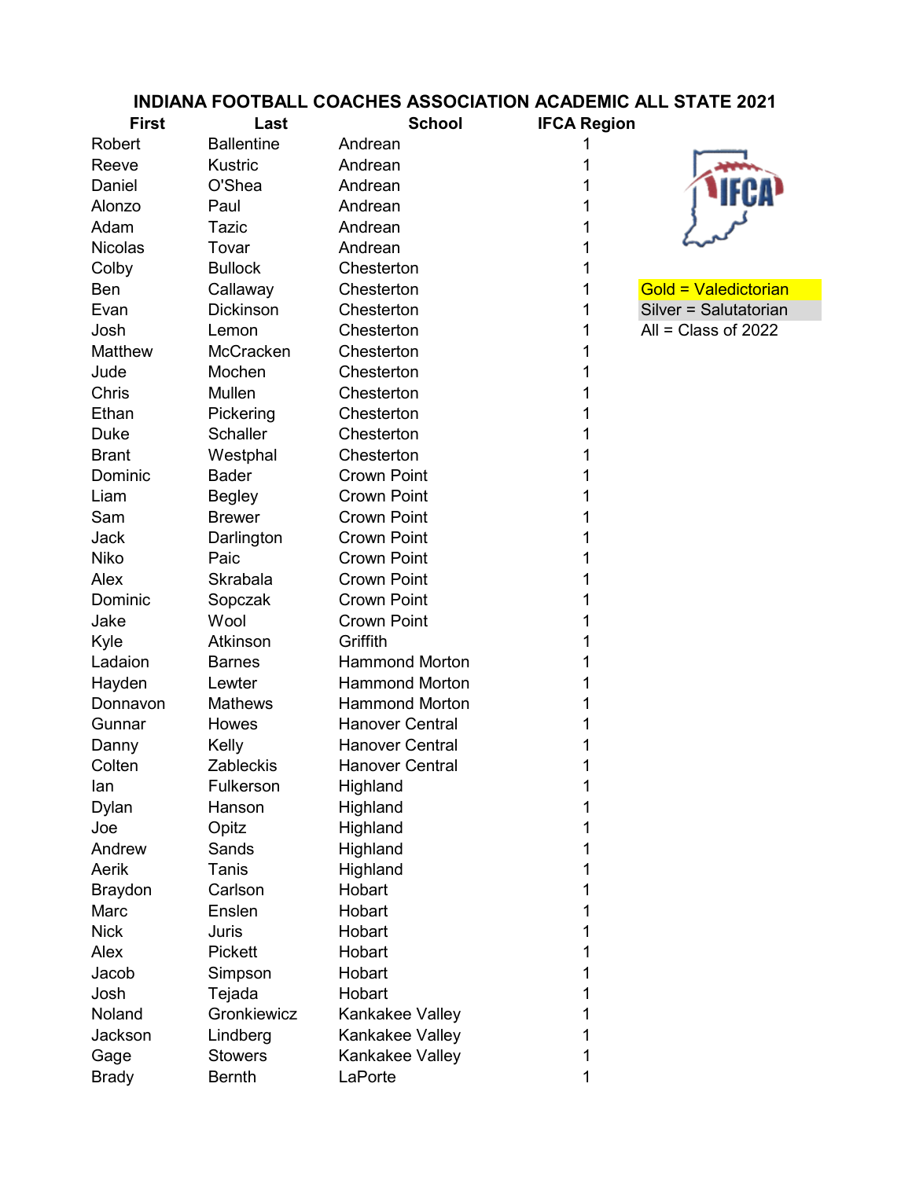# INDIANA FOOTBALL COACHES ASSOCIATION ACADEMIC ALL STATE 2021

Gold = Valedictorian
Silver = Salutatorian
All = Class of 2022

| First | Last | School | IFCA Region |
|---|---|---|---|
| Robert | Ballentine | Andrean | 1 |
| Reeve | Kustric | Andrean | 1 |
| Daniel | O'Shea | Andrean | 1 |
| Alonzo | Paul | Andrean | 1 |
| Adam | Tazic | Andrean | 1 |
| Nicolas | Tovar | Andrean | 1 |
| Colby | Bullock | Chesterton | 1 |
| Ben | Callaway | Chesterton | 1 |
| Evan | Dickinson | Chesterton | 1 |
| Josh | Lemon | Chesterton | 1 |
| Matthew | McCracken | Chesterton | 1 |
| Jude | Mochen | Chesterton | 1 |
| Chris | Mullen | Chesterton | 1 |
| Ethan | Pickering | Chesterton | 1 |
| Duke | Schaller | Chesterton | 1 |
| Brant | Westphal | Chesterton | 1 |
| Dominic | Bader | Crown Point | 1 |
| Liam | Begley | Crown Point | 1 |
| Sam | Brewer | Crown Point | 1 |
| Jack | Darlington | Crown Point | 1 |
| Niko | Paic | Crown Point | 1 |
| Alex | Skrabala | Crown Point | 1 |
| Dominic | Sopczak | Crown Point | 1 |
| Jake | Wool | Crown Point | 1 |
| Kyle | Atkinson | Griffith | 1 |
| Ladaion | Barnes | Hammond Morton | 1 |
| Hayden | Lewter | Hammond Morton | 1 |
| Donnavon | Mathews | Hammond Morton | 1 |
| Gunnar | Howes | Hanover Central | 1 |
| Danny | Kelly | Hanover Central | 1 |
| Colten | Zableckis | Hanover Central | 1 |
| Ian | Fulkerson | Highland | 1 |
| Dylan | Hanson | Highland | 1 |
| Joe | Opitz | Highland | 1 |
| Andrew | Sands | Highland | 1 |
| Aerik | Tanis | Highland | 1 |
| Braydon | Carlson | Hobart | 1 |
| Marc | Enslen | Hobart | 1 |
| Nick | Juris | Hobart | 1 |
| Alex | Pickett | Hobart | 1 |
| Jacob | Simpson | Hobart | 1 |
| Josh | Tejada | Hobart | 1 |
| Noland | Gronkiewicz | Kankakee Valley | 1 |
| Jackson | Lindberg | Kankakee Valley | 1 |
| Gage | Stowers | Kankakee Valley | 1 |
| Brady | Bernth | LaPorte | 1 |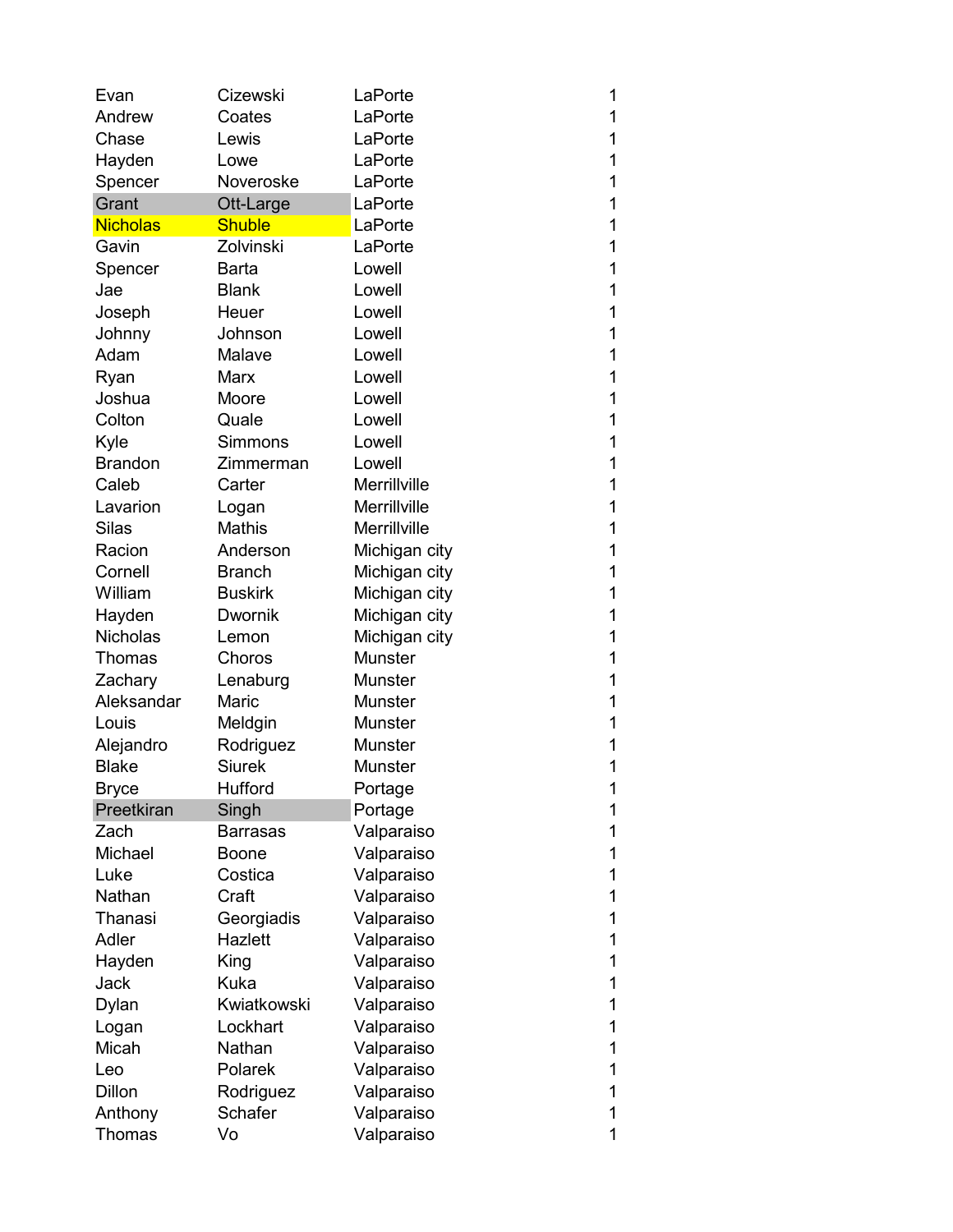| | | | |
|---|---|---|---|
| Evan | Cizewski | LaPorte | 1 |
| Andrew | Coates | LaPorte | 1 |
| Chase | Lewis | LaPorte | 1 |
| Hayden | Lowe | LaPorte | 1 |
| Spencer | Noveroske | LaPorte | 1 |
| Grant | Ott-Large | LaPorte | 1 |
| Nicholas | Shuble | LaPorte | 1 |
| Gavin | Zolvinski | LaPorte | 1 |
| Spencer | Barta | Lowell | 1 |
| Jae | Blank | Lowell | 1 |
| Joseph | Heuer | Lowell | 1 |
| Johnny | Johnson | Lowell | 1 |
| Adam | Malave | Lowell | 1 |
| Ryan | Marx | Lowell | 1 |
| Joshua | Moore | Lowell | 1 |
| Colton | Quale | Lowell | 1 |
| Kyle | Simmons | Lowell | 1 |
| Brandon | Zimmerman | Lowell | 1 |
| Caleb | Carter | Merrillville | 1 |
| Lavarion | Logan | Merrillville | 1 |
| Silas | Mathis | Merrillville | 1 |
| Racion | Anderson | Michigan city | 1 |
| Cornell | Branch | Michigan city | 1 |
| William | Buskirk | Michigan city | 1 |
| Hayden | Dwornik | Michigan city | 1 |
| Nicholas | Lemon | Michigan city | 1 |
| Thomas | Choros | Munster | 1 |
| Zachary | Lenaburg | Munster | 1 |
| Aleksandar | Maric | Munster | 1 |
| Louis | Meldgin | Munster | 1 |
| Alejandro | Rodriguez | Munster | 1 |
| Blake | Siurek | Munster | 1 |
| Bryce | Hufford | Portage | 1 |
| Preetkiran | Singh | Portage | 1 |
| Zach | Barrasas | Valparaiso | 1 |
| Michael | Boone | Valparaiso | 1 |
| Luke | Costica | Valparaiso | 1 |
| Nathan | Craft | Valparaiso | 1 |
| Thanasi | Georgiadis | Valparaiso | 1 |
| Adler | Hazlett | Valparaiso | 1 |
| Hayden | King | Valparaiso | 1 |
| Jack | Kuka | Valparaiso | 1 |
| Dylan | Kwiatkowski | Valparaiso | 1 |
| Logan | Lockhart | Valparaiso | 1 |
| Micah | Nathan | Valparaiso | 1 |
| Leo | Polarek | Valparaiso | 1 |
| Dillon | Rodriguez | Valparaiso | 1 |
| Anthony | Schafer | Valparaiso | 1 |
| Thomas | Vo | Valparaiso | 1 |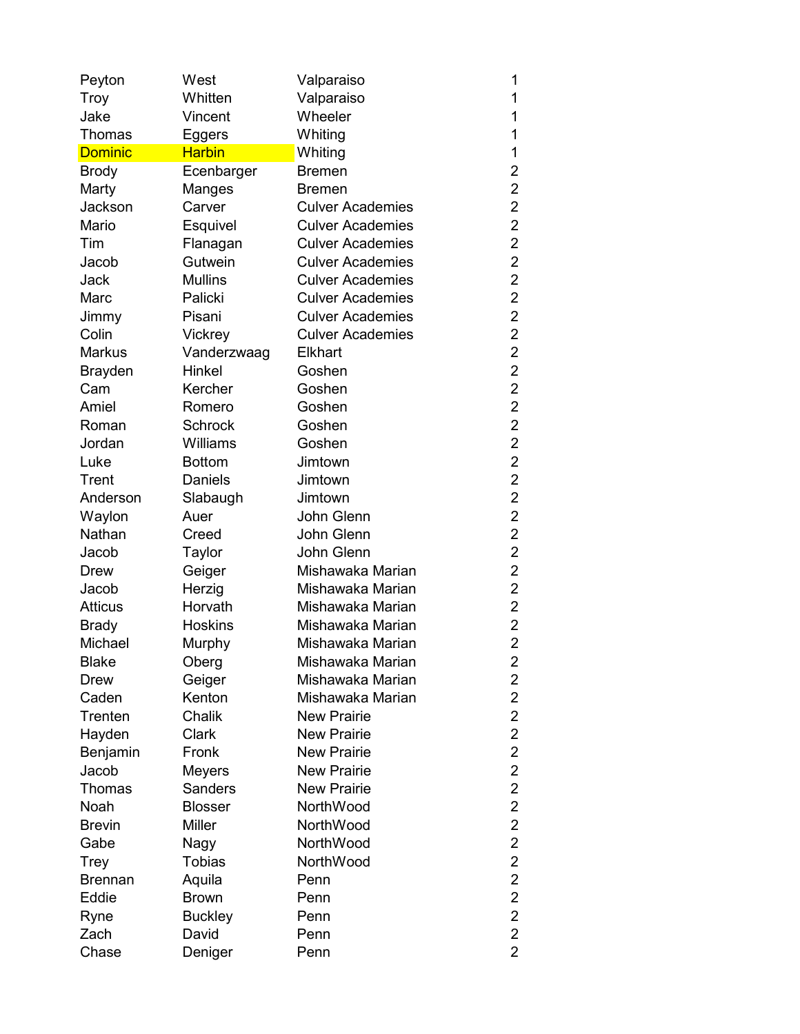| | | | |
|---|---|---|---|
| Peyton | West | Valparaiso | 1 |
| Troy | Whitten | Valparaiso | 1 |
| Jake | Vincent | Wheeler | 1 |
| Thomas | Eggers | Whiting | 1 |
| Dominic | Harbin | Whiting | 1 |
| Brody | Ecenbarger | Bremen | 2 |
| Marty | Manges | Bremen | 2 |
| Jackson | Carver | Culver Academies | 2 |
| Mario | Esquivel | Culver Academies | 2 |
| Tim | Flanagan | Culver Academies | 2 |
| Jacob | Gutwein | Culver Academies | 2 |
| Jack | Mullins | Culver Academies | 2 |
| Marc | Palicki | Culver Academies | 2 |
| Jimmy | Pisani | Culver Academies | 2 |
| Colin | Vickrey | Culver Academies | 2 |
| Markus | Vanderzwaag | Elkhart | 2 |
| Brayden | Hinkel | Goshen | 2 |
| Cam | Kercher | Goshen | 2 |
| Amiel | Romero | Goshen | 2 |
| Roman | Schrock | Goshen | 2 |
| Jordan | Williams | Goshen | 2 |
| Luke | Bottom | Jimtown | 2 |
| Trent | Daniels | Jimtown | 2 |
| Anderson | Slabaugh | Jimtown | 2 |
| Waylon | Auer | John Glenn | 2 |
| Nathan | Creed | John Glenn | 2 |
| Jacob | Taylor | John Glenn | 2 |
| Drew | Geiger | Mishawaka Marian | 2 |
| Jacob | Herzig | Mishawaka Marian | 2 |
| Atticus | Horvath | Mishawaka Marian | 2 |
| Brady | Hoskins | Mishawaka Marian | 2 |
| Michael | Murphy | Mishawaka Marian | 2 |
| Blake | Oberg | Mishawaka Marian | 2 |
| Drew | Geiger | Mishawaka Marian | 2 |
| Caden | Kenton | Mishawaka Marian | 2 |
| Trenten | Chalik | New Prairie | 2 |
| Hayden | Clark | New Prairie | 2 |
| Benjamin | Fronk | New Prairie | 2 |
| Jacob | Meyers | New Prairie | 2 |
| Thomas | Sanders | New Prairie | 2 |
| Noah | Blosser | NorthWood | 2 |
| Brevin | Miller | NorthWood | 2 |
| Gabe | Nagy | NorthWood | 2 |
| Trey | Tobias | NorthWood | 2 |
| Brennan | Aquila | Penn | 2 |
| Eddie | Brown | Penn | 2 |
| Ryne | Buckley | Penn | 2 |
| Zach | David | Penn | 2 |
| Chase | Deniger | Penn | 2 |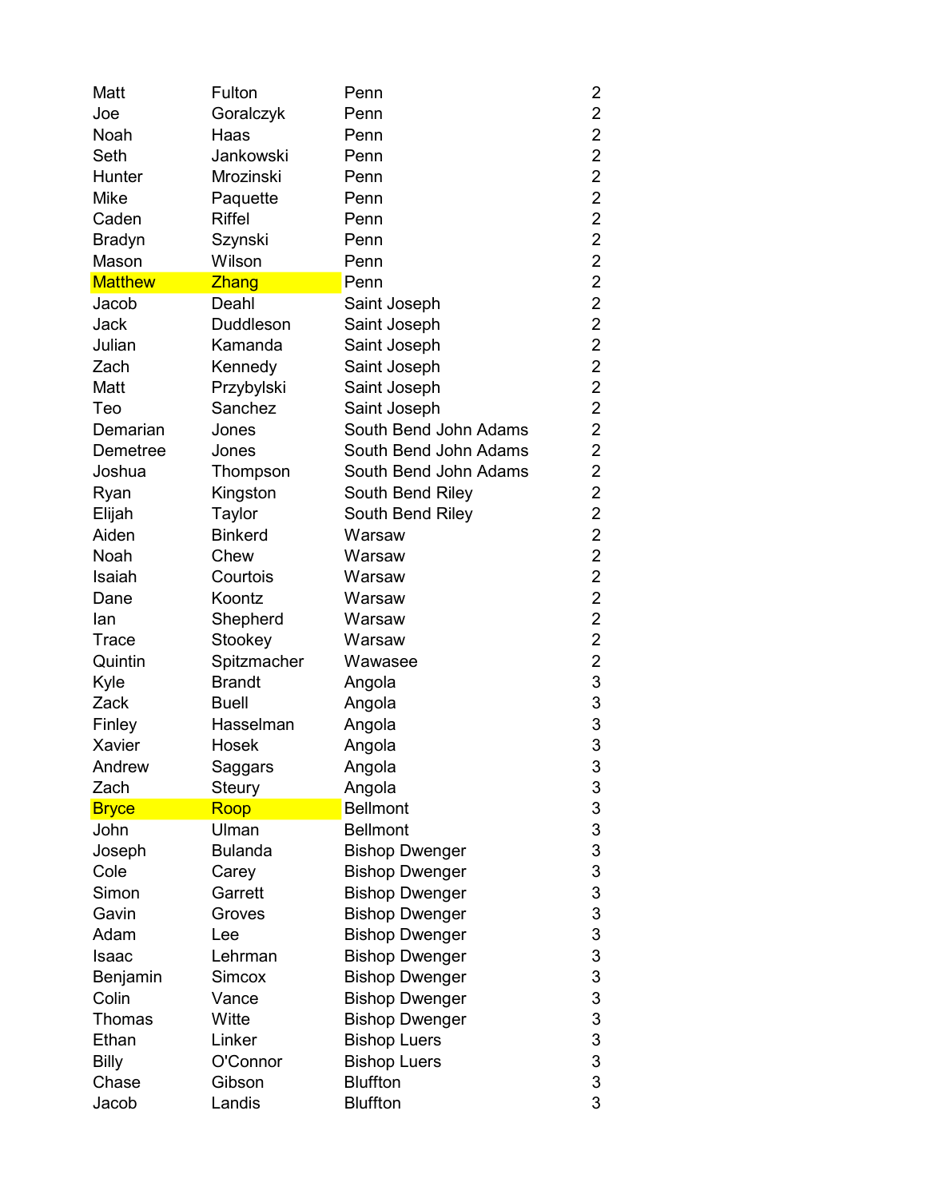| | | | |
|---|---|---|---|
| Matt | Fulton | Penn | 2 |
| Joe | Goralczyk | Penn | 2 |
| Noah | Haas | Penn | 2 |
| Seth | Jankowski | Penn | 2 |
| Hunter | Mrozinski | Penn | 2 |
| Mike | Paquette | Penn | 2 |
| Caden | Riffel | Penn | 2 |
| Bradyn | Szynski | Penn | 2 |
| Mason | Wilson | Penn | 2 |
| Matthew | Zhang | Penn | 2 |
| Jacob | Deahl | Saint Joseph | 2 |
| Jack | Duddleson | Saint Joseph | 2 |
| Julian | Kamanda | Saint Joseph | 2 |
| Zach | Kennedy | Saint Joseph | 2 |
| Matt | Przybylski | Saint Joseph | 2 |
| Teo | Sanchez | Saint Joseph | 2 |
| Demarian | Jones | South Bend John Adams | 2 |
| Demetree | Jones | South Bend John Adams | 2 |
| Joshua | Thompson | South Bend John Adams | 2 |
| Ryan | Kingston | South Bend Riley | 2 |
| Elijah | Taylor | South Bend Riley | 2 |
| Aiden | Binkerd | Warsaw | 2 |
| Noah | Chew | Warsaw | 2 |
| Isaiah | Courtois | Warsaw | 2 |
| Dane | Koontz | Warsaw | 2 |
| Ian | Shepherd | Warsaw | 2 |
| Trace | Stookey | Warsaw | 2 |
| Quintin | Spitzmacher | Wawasee | 2 |
| Kyle | Brandt | Angola | 3 |
| Zack | Buell | Angola | 3 |
| Finley | Hasselman | Angola | 3 |
| Xavier | Hosek | Angola | 3 |
| Andrew | Saggars | Angola | 3 |
| Zach | Steury | Angola | 3 |
| Bryce | Roop | Bellmont | 3 |
| John | Ulman | Bellmont | 3 |
| Joseph | Bulanda | Bishop Dwenger | 3 |
| Cole | Carey | Bishop Dwenger | 3 |
| Simon | Garrett | Bishop Dwenger | 3 |
| Gavin | Groves | Bishop Dwenger | 3 |
| Adam | Lee | Bishop Dwenger | 3 |
| Isaac | Lehrman | Bishop Dwenger | 3 |
| Benjamin | Simcox | Bishop Dwenger | 3 |
| Colin | Vance | Bishop Dwenger | 3 |
| Thomas | Witte | Bishop Dwenger | 3 |
| Ethan | Linker | Bishop Luers | 3 |
| Billy | O'Connor | Bishop Luers | 3 |
| Chase | Gibson | Bluffton | 3 |
| Jacob | Landis | Bluffton | 3 |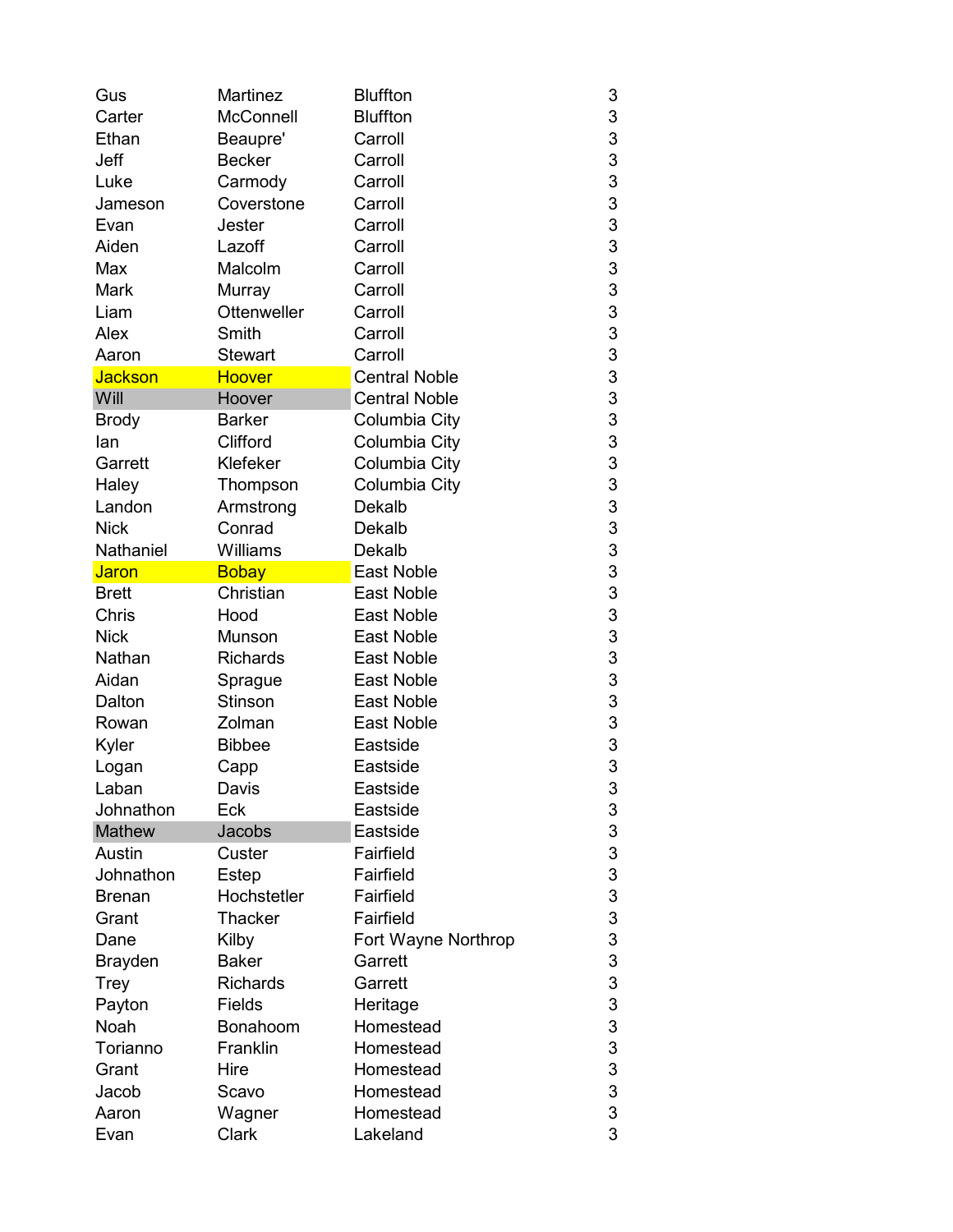| | | | |
|---|---|---|---|
| Gus | Martinez | Bluffton | 3 |
| Carter | McConnell | Bluffton | 3 |
| Ethan | Beaupre' | Carroll | 3 |
| Jeff | Becker | Carroll | 3 |
| Luke | Carmody | Carroll | 3 |
| Jameson | Coverstone | Carroll | 3 |
| Evan | Jester | Carroll | 3 |
| Aiden | Lazoff | Carroll | 3 |
| Max | Malcolm | Carroll | 3 |
| Mark | Murray | Carroll | 3 |
| Liam | Ottenweller | Carroll | 3 |
| Alex | Smith | Carroll | 3 |
| Aaron | Stewart | Carroll | 3 |
| Jackson | Hoover | Central Noble | 3 |
| Will | Hoover | Central Noble | 3 |
| Brody | Barker | Columbia City | 3 |
| Ian | Clifford | Columbia City | 3 |
| Garrett | Klefeker | Columbia City | 3 |
| Haley | Thompson | Columbia City | 3 |
| Landon | Armstrong | Dekalb | 3 |
| Nick | Conrad | Dekalb | 3 |
| Nathaniel | Williams | Dekalb | 3 |
| Jaron | Bobay | East Noble | 3 |
| Brett | Christian | East Noble | 3 |
| Chris | Hood | East Noble | 3 |
| Nick | Munson | East Noble | 3 |
| Nathan | Richards | East Noble | 3 |
| Aidan | Sprague | East Noble | 3 |
| Dalton | Stinson | East Noble | 3 |
| Rowan | Zolman | East Noble | 3 |
| Kyler | Bibbee | Eastside | 3 |
| Logan | Capp | Eastside | 3 |
| Laban | Davis | Eastside | 3 |
| Johnathon | Eck | Eastside | 3 |
| Mathew | Jacobs | Eastside | 3 |
| Austin | Custer | Fairfield | 3 |
| Johnathon | Estep | Fairfield | 3 |
| Brenan | Hochstetler | Fairfield | 3 |
| Grant | Thacker | Fairfield | 3 |
| Dane | Kilby | Fort Wayne Northrop | 3 |
| Brayden | Baker | Garrett | 3 |
| Trey | Richards | Garrett | 3 |
| Payton | Fields | Heritage | 3 |
| Noah | Bonahoom | Homestead | 3 |
| Torianno | Franklin | Homestead | 3 |
| Grant | Hire | Homestead | 3 |
| Jacob | Scavo | Homestead | 3 |
| Aaron | Wagner | Homestead | 3 |
| Evan | Clark | Lakeland | 3 |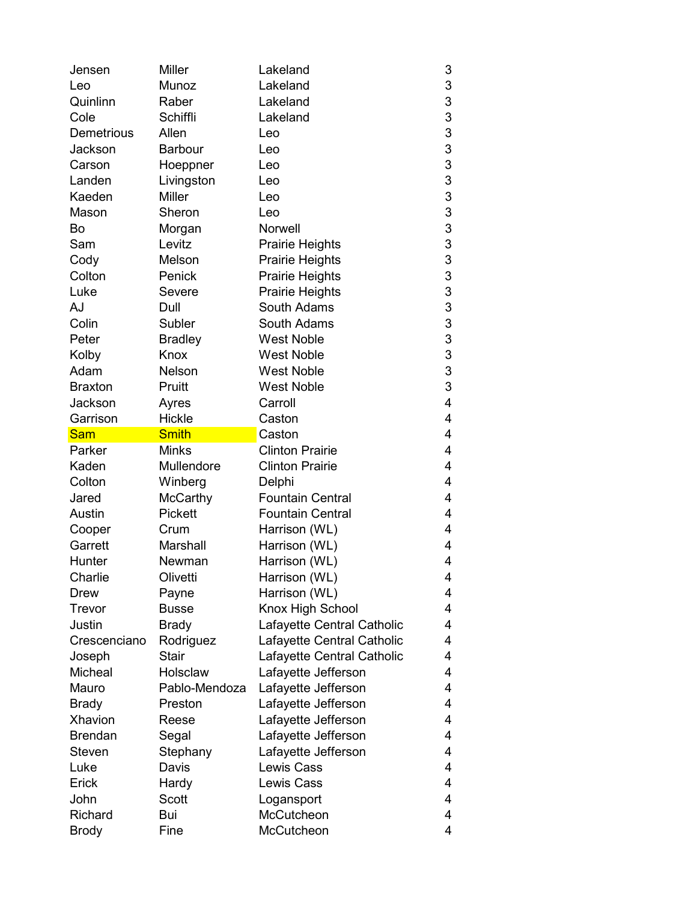| | | | |
|---|---|---|---|
| Jensen | Miller | Lakeland | 3 |
| Leo | Munoz | Lakeland | 3 |
| Quinlinn | Raber | Lakeland | 3 |
| Cole | Schiffli | Lakeland | 3 |
| Demetrious | Allen | Leo | 3 |
| Jackson | Barbour | Leo | 3 |
| Carson | Hoeppner | Leo | 3 |
| Landen | Livingston | Leo | 3 |
| Kaeden | Miller | Leo | 3 |
| Mason | Sheron | Leo | 3 |
| Bo | Morgan | Norwell | 3 |
| Sam | Levitz | Prairie Heights | 3 |
| Cody | Melson | Prairie Heights | 3 |
| Colton | Penick | Prairie Heights | 3 |
| Luke | Severe | Prairie Heights | 3 |
| AJ | Dull | South Adams | 3 |
| Colin | Subler | South Adams | 3 |
| Peter | Bradley | West Noble | 3 |
| Kolby | Knox | West Noble | 3 |
| Adam | Nelson | West Noble | 3 |
| Braxton | Pruitt | West Noble | 3 |
| Jackson | Ayres | Carroll | 4 |
| Garrison | Hickle | Caston | 4 |
| Sam | Smith | Caston | 4 |
| Parker | Minks | Clinton Prairie | 4 |
| Kaden | Mullendore | Clinton Prairie | 4 |
| Colton | Winberg | Delphi | 4 |
| Jared | McCarthy | Fountain Central | 4 |
| Austin | Pickett | Fountain Central | 4 |
| Cooper | Crum | Harrison (WL) | 4 |
| Garrett | Marshall | Harrison (WL) | 4 |
| Hunter | Newman | Harrison (WL) | 4 |
| Charlie | Olivetti | Harrison (WL) | 4 |
| Drew | Payne | Harrison (WL) | 4 |
| Trevor | Busse | Knox High School | 4 |
| Justin | Brady | Lafayette Central Catholic | 4 |
| Crescenciano | Rodriguez | Lafayette Central Catholic | 4 |
| Joseph | Stair | Lafayette Central Catholic | 4 |
| Micheal | Holsclaw | Lafayette Jefferson | 4 |
| Mauro | Pablo-Mendoza | Lafayette Jefferson | 4 |
| Brady | Preston | Lafayette Jefferson | 4 |
| Xhavion | Reese | Lafayette Jefferson | 4 |
| Brendan | Segal | Lafayette Jefferson | 4 |
| Steven | Stephany | Lafayette Jefferson | 4 |
| Luke | Davis | Lewis Cass | 4 |
| Erick | Hardy | Lewis Cass | 4 |
| John | Scott | Logansport | 4 |
| Richard | Bui | McCutcheon | 4 |
| Brody | Fine | McCutcheon | 4 |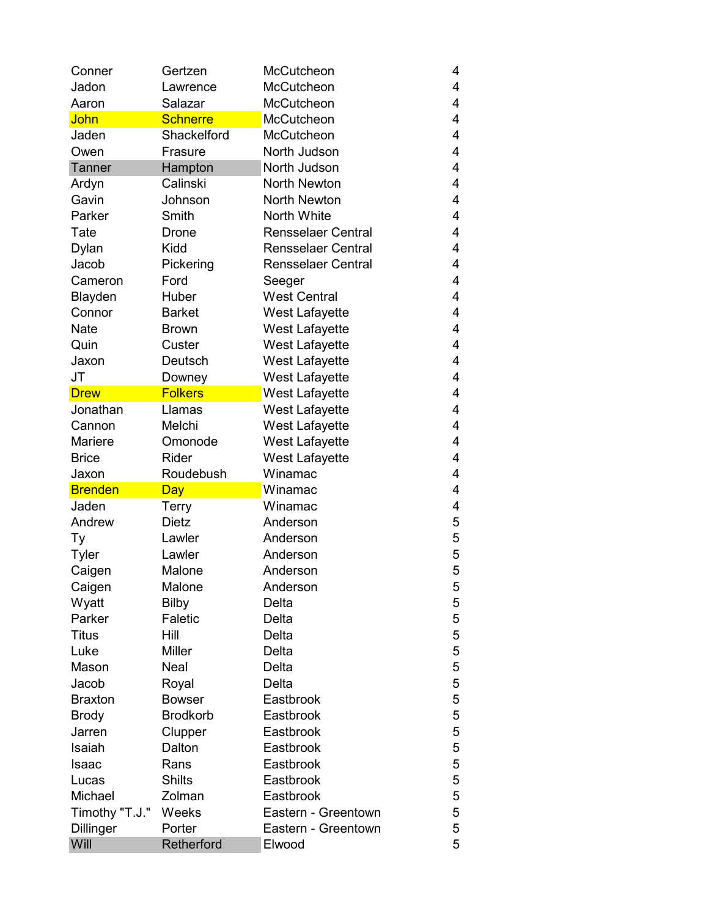| | | | |
|---|---|---|---|
| Conner | Gertzen | McCutcheon | 4 |
| Jadon | Lawrence | McCutcheon | 4 |
| Aaron | Salazar | McCutcheon | 4 |
| John | Schnerre | McCutcheon | 4 |
| Jaden | Shackelford | McCutcheon | 4 |
| Owen | Frasure | North Judson | 4 |
| Tanner | Hampton | North Judson | 4 |
| Ardyn | Calinski | North Newton | 4 |
| Gavin | Johnson | North Newton | 4 |
| Parker | Smith | North White | 4 |
| Tate | Drone | Rensselaer Central | 4 |
| Dylan | Kidd | Rensselaer Central | 4 |
| Jacob | Pickering | Rensselaer Central | 4 |
| Cameron | Ford | Seeger | 4 |
| Blayden | Huber | West Central | 4 |
| Connor | Barket | West Lafayette | 4 |
| Nate | Brown | West Lafayette | 4 |
| Quin | Custer | West Lafayette | 4 |
| Jaxon | Deutsch | West Lafayette | 4 |
| JT | Downey | West Lafayette | 4 |
| Drew | Folkers | West Lafayette | 4 |
| Jonathan | Llamas | West Lafayette | 4 |
| Cannon | Melchi | West Lafayette | 4 |
| Mariere | Omonode | West Lafayette | 4 |
| Brice | Rider | West Lafayette | 4 |
| Jaxon | Roudebush | Winamac | 4 |
| Brenden | Day | Winamac | 4 |
| Jaden | Terry | Winamac | 4 |
| Andrew | Dietz | Anderson | 5 |
| Ty | Lawler | Anderson | 5 |
| Tyler | Lawler | Anderson | 5 |
| Caigen | Malone | Anderson | 5 |
| Caigen | Malone | Anderson | 5 |
| Wyatt | Bilby | Delta | 5 |
| Parker | Faletic | Delta | 5 |
| Titus | Hill | Delta | 5 |
| Luke | Miller | Delta | 5 |
| Mason | Neal | Delta | 5 |
| Jacob | Royal | Delta | 5 |
| Braxton | Bowser | Eastbrook | 5 |
| Brody | Brodkorb | Eastbrook | 5 |
| Jarren | Clupper | Eastbrook | 5 |
| Isaiah | Dalton | Eastbrook | 5 |
| Isaac | Rans | Eastbrook | 5 |
| Lucas | Shilts | Eastbrook | 5 |
| Michael | Zolman | Eastbrook | 5 |
| Timothy "T.J." | Weeks | Eastern - Greentown | 5 |
| Dillinger | Porter | Eastern - Greentown | 5 |
| Will | Retherford | Elwood | 5 |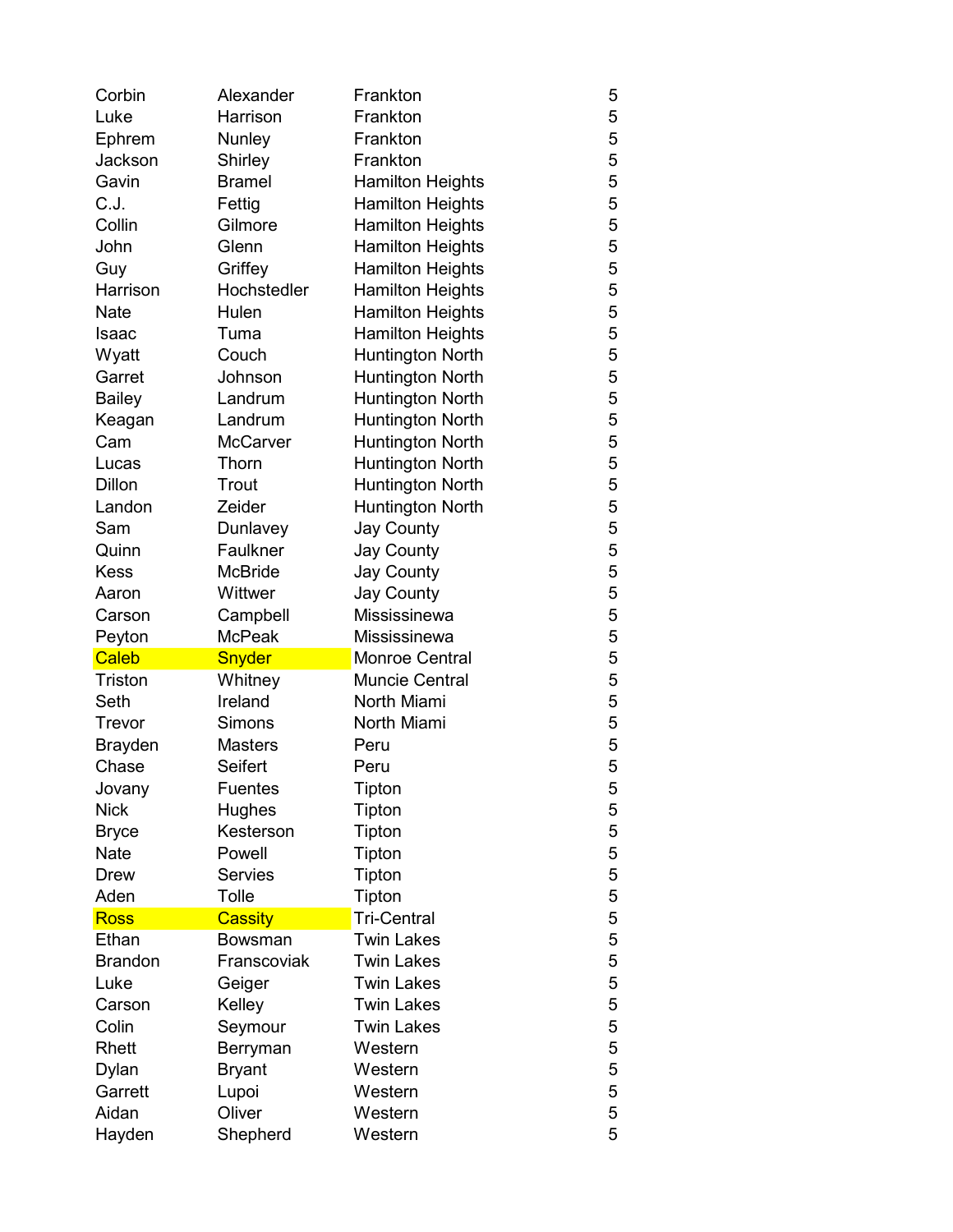| | | | |
|---|---|---|---|
| Corbin | Alexander | Frankton | 5 |
| Luke | Harrison | Frankton | 5 |
| Ephrem | Nunley | Frankton | 5 |
| Jackson | Shirley | Frankton | 5 |
| Gavin | Bramel | Hamilton Heights | 5 |
| C.J. | Fettig | Hamilton Heights | 5 |
| Collin | Gilmore | Hamilton Heights | 5 |
| John | Glenn | Hamilton Heights | 5 |
| Guy | Griffey | Hamilton Heights | 5 |
| Harrison | Hochstedler | Hamilton Heights | 5 |
| Nate | Hulen | Hamilton Heights | 5 |
| Isaac | Tuma | Hamilton Heights | 5 |
| Wyatt | Couch | Huntington North | 5 |
| Garret | Johnson | Huntington North | 5 |
| Bailey | Landrum | Huntington North | 5 |
| Keagan | Landrum | Huntington North | 5 |
| Cam | McCarver | Huntington North | 5 |
| Lucas | Thorn | Huntington North | 5 |
| Dillon | Trout | Huntington North | 5 |
| Landon | Zeider | Huntington North | 5 |
| Sam | Dunlavey | Jay County | 5 |
| Quinn | Faulkner | Jay County | 5 |
| Kess | McBride | Jay County | 5 |
| Aaron | Wittwer | Jay County | 5 |
| Carson | Campbell | Mississinewa | 5 |
| Peyton | McPeak | Mississinewa | 5 |
| Caleb | Snyder | Monroe Central | 5 |
| Triston | Whitney | Muncie Central | 5 |
| Seth | Ireland | North Miami | 5 |
| Trevor | Simons | North Miami | 5 |
| Brayden | Masters | Peru | 5 |
| Chase | Seifert | Peru | 5 |
| Jovany | Fuentes | Tipton | 5 |
| Nick | Hughes | Tipton | 5 |
| Bryce | Kesterson | Tipton | 5 |
| Nate | Powell | Tipton | 5 |
| Drew | Servies | Tipton | 5 |
| Aden | Tolle | Tipton | 5 |
| Ross | Cassity | Tri-Central | 5 |
| Ethan | Bowsman | Twin Lakes | 5 |
| Brandon | Franscoviak | Twin Lakes | 5 |
| Luke | Geiger | Twin Lakes | 5 |
| Carson | Kelley | Twin Lakes | 5 |
| Colin | Seymour | Twin Lakes | 5 |
| Rhett | Berryman | Western | 5 |
| Dylan | Bryant | Western | 5 |
| Garrett | Lupoi | Western | 5 |
| Aidan | Oliver | Western | 5 |
| Hayden | Shepherd | Western | 5 |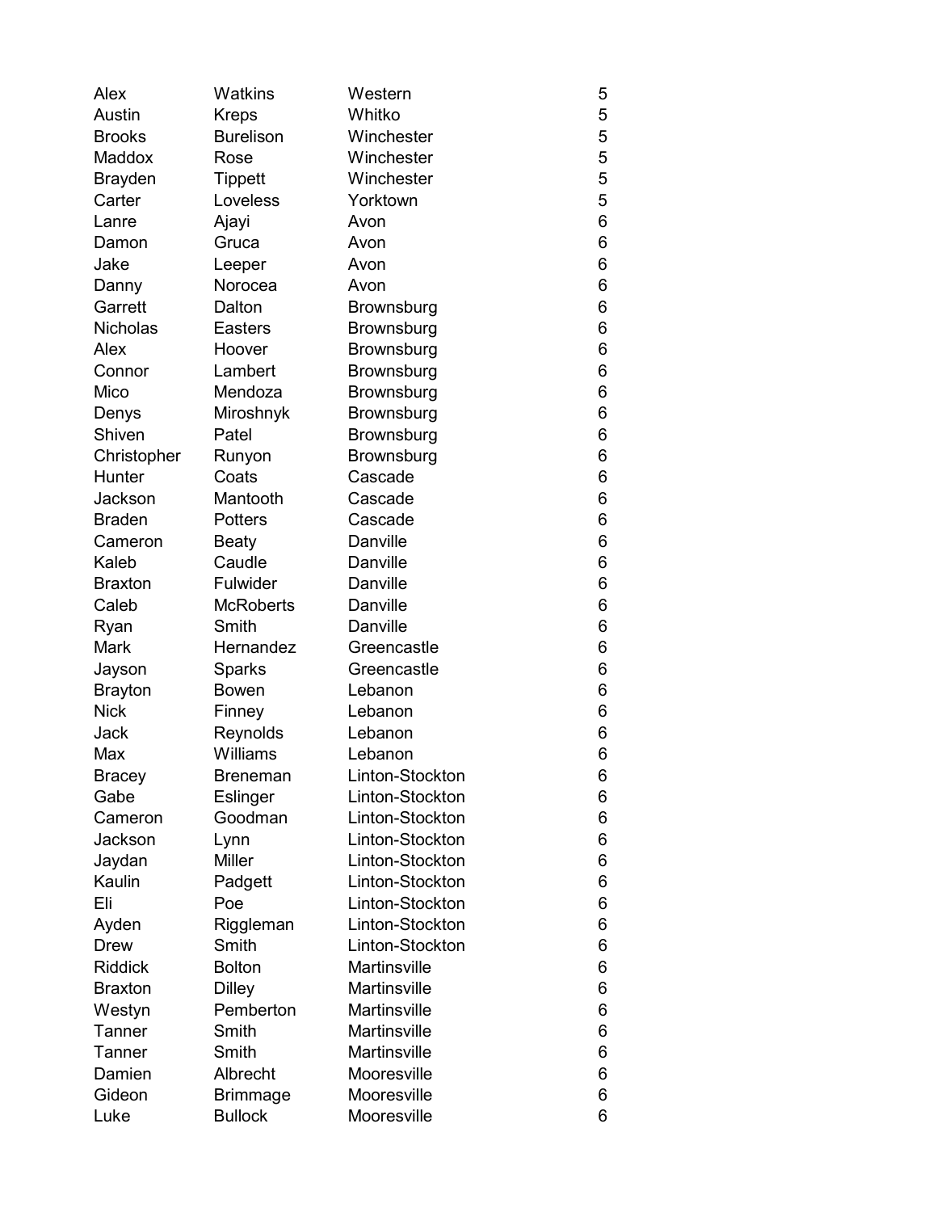| | | | |
|---|---|---|---|
| Alex | Watkins | Western | 5 |
| Austin | Kreps | Whitko | 5 |
| Brooks | Burelison | Winchester | 5 |
| Maddox | Rose | Winchester | 5 |
| Brayden | Tippett | Winchester | 5 |
| Carter | Loveless | Yorktown | 5 |
| Lanre | Ajayi | Avon | 6 |
| Damon | Gruca | Avon | 6 |
| Jake | Leeper | Avon | 6 |
| Danny | Norocea | Avon | 6 |
| Garrett | Dalton | Brownsburg | 6 |
| Nicholas | Easters | Brownsburg | 6 |
| Alex | Hoover | Brownsburg | 6 |
| Connor | Lambert | Brownsburg | 6 |
| Mico | Mendoza | Brownsburg | 6 |
| Denys | Miroshnyk | Brownsburg | 6 |
| Shiven | Patel | Brownsburg | 6 |
| Christopher | Runyon | Brownsburg | 6 |
| Hunter | Coats | Cascade | 6 |
| Jackson | Mantooth | Cascade | 6 |
| Braden | Potters | Cascade | 6 |
| Cameron | Beaty | Danville | 6 |
| Kaleb | Caudle | Danville | 6 |
| Braxton | Fulwider | Danville | 6 |
| Caleb | McRoberts | Danville | 6 |
| Ryan | Smith | Danville | 6 |
| Mark | Hernandez | Greencastle | 6 |
| Jayson | Sparks | Greencastle | 6 |
| Brayton | Bowen | Lebanon | 6 |
| Nick | Finney | Lebanon | 6 |
| Jack | Reynolds | Lebanon | 6 |
| Max | Williams | Lebanon | 6 |
| Bracey | Breneman | Linton-Stockton | 6 |
| Gabe | Eslinger | Linton-Stockton | 6 |
| Cameron | Goodman | Linton-Stockton | 6 |
| Jackson | Lynn | Linton-Stockton | 6 |
| Jaydan | Miller | Linton-Stockton | 6 |
| Kaulin | Padgett | Linton-Stockton | 6 |
| Eli | Poe | Linton-Stockton | 6 |
| Ayden | Riggleman | Linton-Stockton | 6 |
| Drew | Smith | Linton-Stockton | 6 |
| Riddick | Bolton | Martinsville | 6 |
| Braxton | Dilley | Martinsville | 6 |
| Westyn | Pemberton | Martinsville | 6 |
| Tanner | Smith | Martinsville | 6 |
| Tanner | Smith | Martinsville | 6 |
| Damien | Albrecht | Mooresville | 6 |
| Gideon | Brimmage | Mooresville | 6 |
| Luke | Bullock | Mooresville | 6 |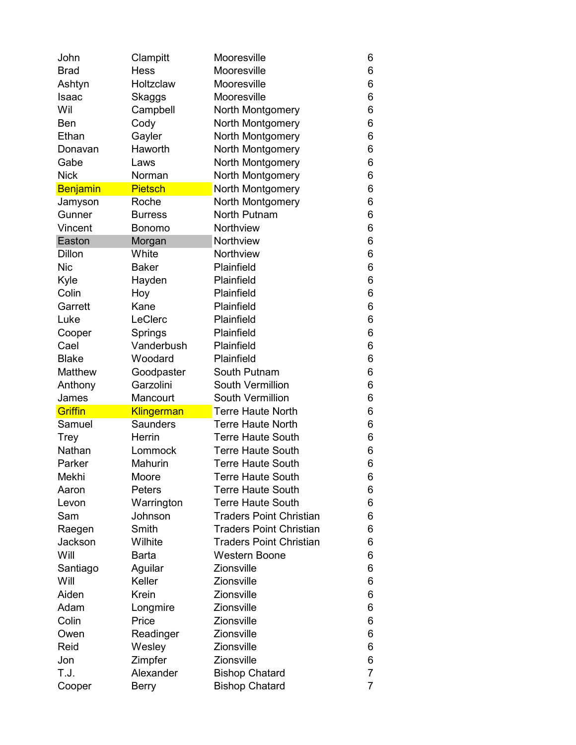| | | | |
|---|---|---|---|
| John | Clampitt | Mooresville | 6 |
| Brad | Hess | Mooresville | 6 |
| Ashtyn | Holtzclaw | Mooresville | 6 |
| Isaac | Skaggs | Mooresville | 6 |
| Wil | Campbell | North Montgomery | 6 |
| Ben | Cody | North Montgomery | 6 |
| Ethan | Gayler | North Montgomery | 6 |
| Donavan | Haworth | North Montgomery | 6 |
| Gabe | Laws | North Montgomery | 6 |
| Nick | Norman | North Montgomery | 6 |
| Benjamin | Pietsch | North Montgomery | 6 |
| Jamyson | Roche | North Montgomery | 6 |
| Gunner | Burress | North Putnam | 6 |
| Vincent | Bonomo | Northview | 6 |
| Easton | Morgan | Northview | 6 |
| Dillon | White | Northview | 6 |
| Nic | Baker | Plainfield | 6 |
| Kyle | Hayden | Plainfield | 6 |
| Colin | Hoy | Plainfield | 6 |
| Garrett | Kane | Plainfield | 6 |
| Luke | LeClerc | Plainfield | 6 |
| Cooper | Springs | Plainfield | 6 |
| Cael | Vanderbush | Plainfield | 6 |
| Blake | Woodard | Plainfield | 6 |
| Matthew | Goodpaster | South Putnam | 6 |
| Anthony | Garzolini | South Vermillion | 6 |
| James | Mancourt | South Vermillion | 6 |
| Griffin | Klingerman | Terre Haute North | 6 |
| Samuel | Saunders | Terre Haute North | 6 |
| Trey | Herrin | Terre Haute South | 6 |
| Nathan | Lommock | Terre Haute South | 6 |
| Parker | Mahurin | Terre Haute South | 6 |
| Mekhi | Moore | Terre Haute South | 6 |
| Aaron | Peters | Terre Haute South | 6 |
| Levon | Warrington | Terre Haute South | 6 |
| Sam | Johnson | Traders Point Christian | 6 |
| Raegen | Smith | Traders Point Christian | 6 |
| Jackson | Wilhite | Traders Point Christian | 6 |
| Will | Barta | Western Boone | 6 |
| Santiago | Aguilar | Zionsville | 6 |
| Will | Keller | Zionsville | 6 |
| Aiden | Krein | Zionsville | 6 |
| Adam | Longmire | Zionsville | 6 |
| Colin | Price | Zionsville | 6 |
| Owen | Readinger | Zionsville | 6 |
| Reid | Wesley | Zionsville | 6 |
| Jon | Zimpfer | Zionsville | 6 |
| T.J. | Alexander | Bishop Chatard | 7 |
| Cooper | Berry | Bishop Chatard | 7 |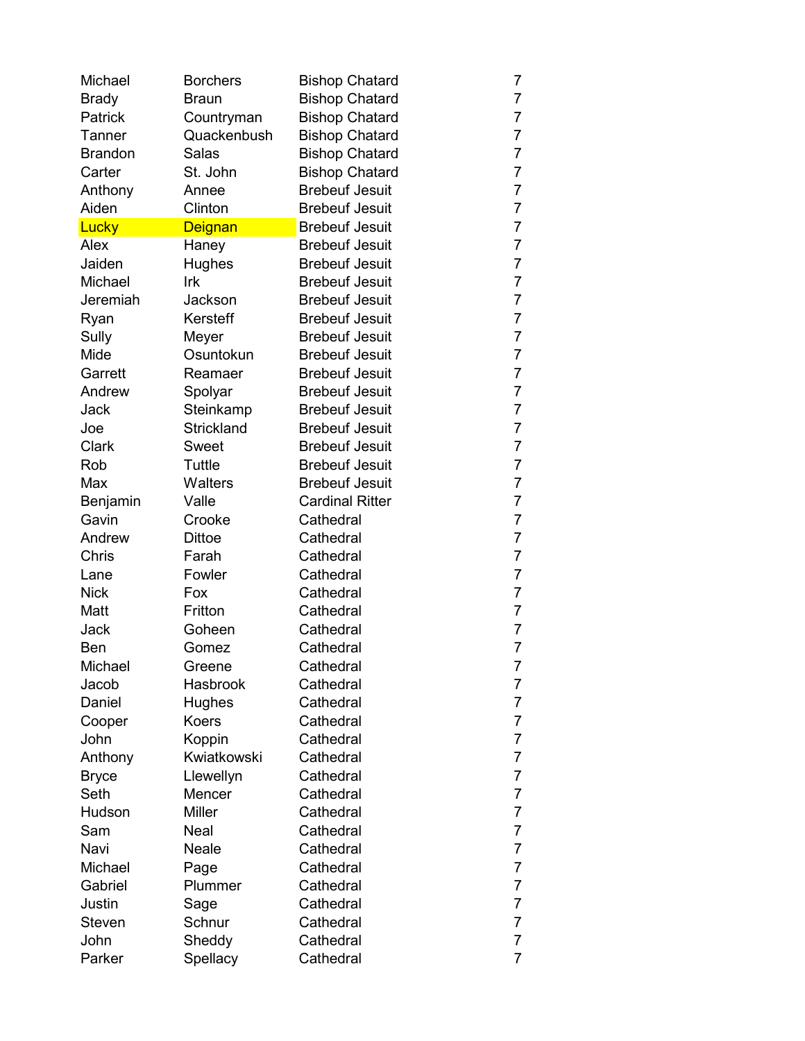| | | | |
|---|---|---|---|
| Michael | Borchers | Bishop Chatard | 7 |
| Brady | Braun | Bishop Chatard | 7 |
| Patrick | Countryman | Bishop Chatard | 7 |
| Tanner | Quackenbush | Bishop Chatard | 7 |
| Brandon | Salas | Bishop Chatard | 7 |
| Carter | St. John | Bishop Chatard | 7 |
| Anthony | Annee | Brebeuf Jesuit | 7 |
| Aiden | Clinton | Brebeuf Jesuit | 7 |
| Lucky | Deignan | Brebeuf Jesuit | 7 |
| Alex | Haney | Brebeuf Jesuit | 7 |
| Jaiden | Hughes | Brebeuf Jesuit | 7 |
| Michael | Irk | Brebeuf Jesuit | 7 |
| Jeremiah | Jackson | Brebeuf Jesuit | 7 |
| Ryan | Kersteff | Brebeuf Jesuit | 7 |
| Sully | Meyer | Brebeuf Jesuit | 7 |
| Mide | Osuntokun | Brebeuf Jesuit | 7 |
| Garrett | Reamaer | Brebeuf Jesuit | 7 |
| Andrew | Spolyar | Brebeuf Jesuit | 7 |
| Jack | Steinkamp | Brebeuf Jesuit | 7 |
| Joe | Strickland | Brebeuf Jesuit | 7 |
| Clark | Sweet | Brebeuf Jesuit | 7 |
| Rob | Tuttle | Brebeuf Jesuit | 7 |
| Max | Walters | Brebeuf Jesuit | 7 |
| Benjamin | Valle | Cardinal Ritter | 7 |
| Gavin | Crooke | Cathedral | 7 |
| Andrew | Dittoe | Cathedral | 7 |
| Chris | Farah | Cathedral | 7 |
| Lane | Fowler | Cathedral | 7 |
| Nick | Fox | Cathedral | 7 |
| Matt | Fritton | Cathedral | 7 |
| Jack | Goheen | Cathedral | 7 |
| Ben | Gomez | Cathedral | 7 |
| Michael | Greene | Cathedral | 7 |
| Jacob | Hasbrook | Cathedral | 7 |
| Daniel | Hughes | Cathedral | 7 |
| Cooper | Koers | Cathedral | 7 |
| John | Koppin | Cathedral | 7 |
| Anthony | Kwiatkowski | Cathedral | 7 |
| Bryce | Llewellyn | Cathedral | 7 |
| Seth | Mencer | Cathedral | 7 |
| Hudson | Miller | Cathedral | 7 |
| Sam | Neal | Cathedral | 7 |
| Navi | Neale | Cathedral | 7 |
| Michael | Page | Cathedral | 7 |
| Gabriel | Plummer | Cathedral | 7 |
| Justin | Sage | Cathedral | 7 |
| Steven | Schnur | Cathedral | 7 |
| John | Sheddy | Cathedral | 7 |
| Parker | Spellacy | Cathedral | 7 |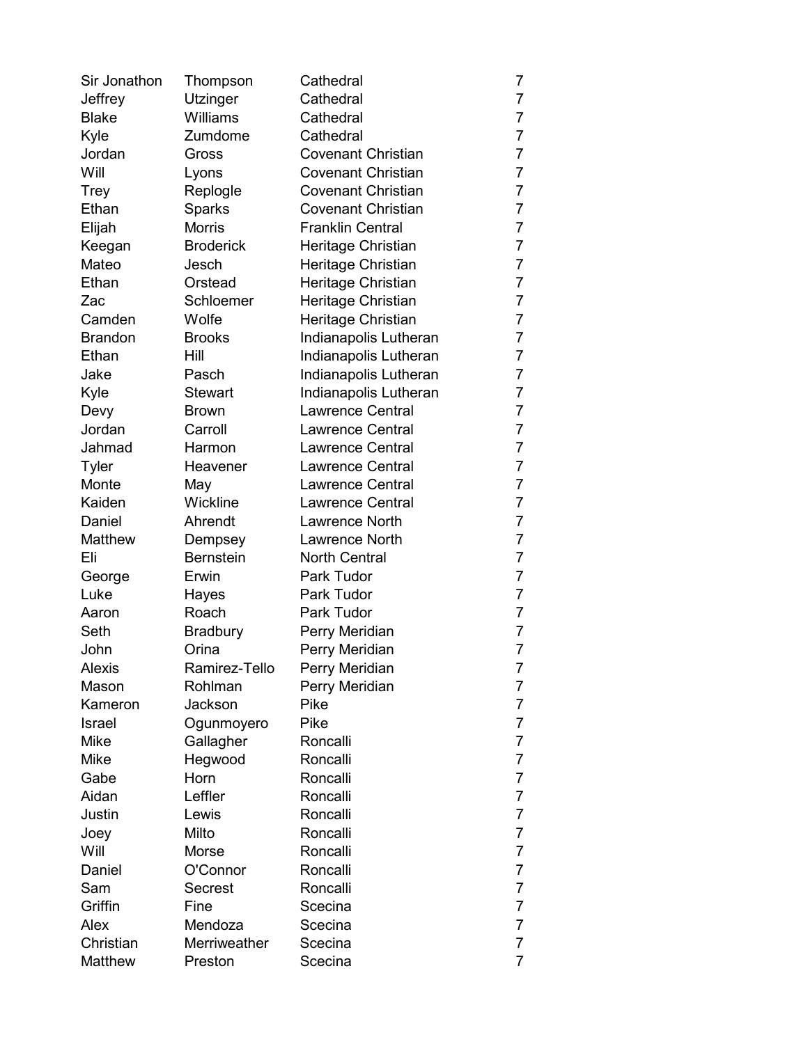| | | | |
|---|---|---|---|
| Sir Jonathon | Thompson | Cathedral | 7 |
| Jeffrey | Utzinger | Cathedral | 7 |
| Blake | Williams | Cathedral | 7 |
| Kyle | Zumdome | Cathedral | 7 |
| Jordan | Gross | Covenant Christian | 7 |
| Will | Lyons | Covenant Christian | 7 |
| Trey | Replogle | Covenant Christian | 7 |
| Ethan | Sparks | Covenant Christian | 7 |
| Elijah | Morris | Franklin Central | 7 |
| Keegan | Broderick | Heritage Christian | 7 |
| Mateo | Jesch | Heritage Christian | 7 |
| Ethan | Orstead | Heritage Christian | 7 |
| Zac | Schloemer | Heritage Christian | 7 |
| Camden | Wolfe | Heritage Christian | 7 |
| Brandon | Brooks | Indianapolis Lutheran | 7 |
| Ethan | Hill | Indianapolis Lutheran | 7 |
| Jake | Pasch | Indianapolis Lutheran | 7 |
| Kyle | Stewart | Indianapolis Lutheran | 7 |
| Devy | Brown | Lawrence Central | 7 |
| Jordan | Carroll | Lawrence Central | 7 |
| Jahmad | Harmon | Lawrence Central | 7 |
| Tyler | Heavener | Lawrence Central | 7 |
| Monte | May | Lawrence Central | 7 |
| Kaiden | Wickline | Lawrence Central | 7 |
| Daniel | Ahrendt | Lawrence North | 7 |
| Matthew | Dempsey | Lawrence North | 7 |
| Eli | Bernstein | North Central | 7 |
| George | Erwin | Park Tudor | 7 |
| Luke | Hayes | Park Tudor | 7 |
| Aaron | Roach | Park Tudor | 7 |
| Seth | Bradbury | Perry Meridian | 7 |
| John | Orina | Perry Meridian | 7 |
| Alexis | Ramirez-Tello | Perry Meridian | 7 |
| Mason | Rohlman | Perry Meridian | 7 |
| Kameron | Jackson | Pike | 7 |
| Israel | Ogunmoyero | Pike | 7 |
| Mike | Gallagher | Roncalli | 7 |
| Mike | Hegwood | Roncalli | 7 |
| Gabe | Horn | Roncalli | 7 |
| Aidan | Leffler | Roncalli | 7 |
| Justin | Lewis | Roncalli | 7 |
| Joey | Milto | Roncalli | 7 |
| Will | Morse | Roncalli | 7 |
| Daniel | O'Connor | Roncalli | 7 |
| Sam | Secrest | Roncalli | 7 |
| Griffin | Fine | Scecina | 7 |
| Alex | Mendoza | Scecina | 7 |
| Christian | Merriweather | Scecina | 7 |
| Matthew | Preston | Scecina | 7 |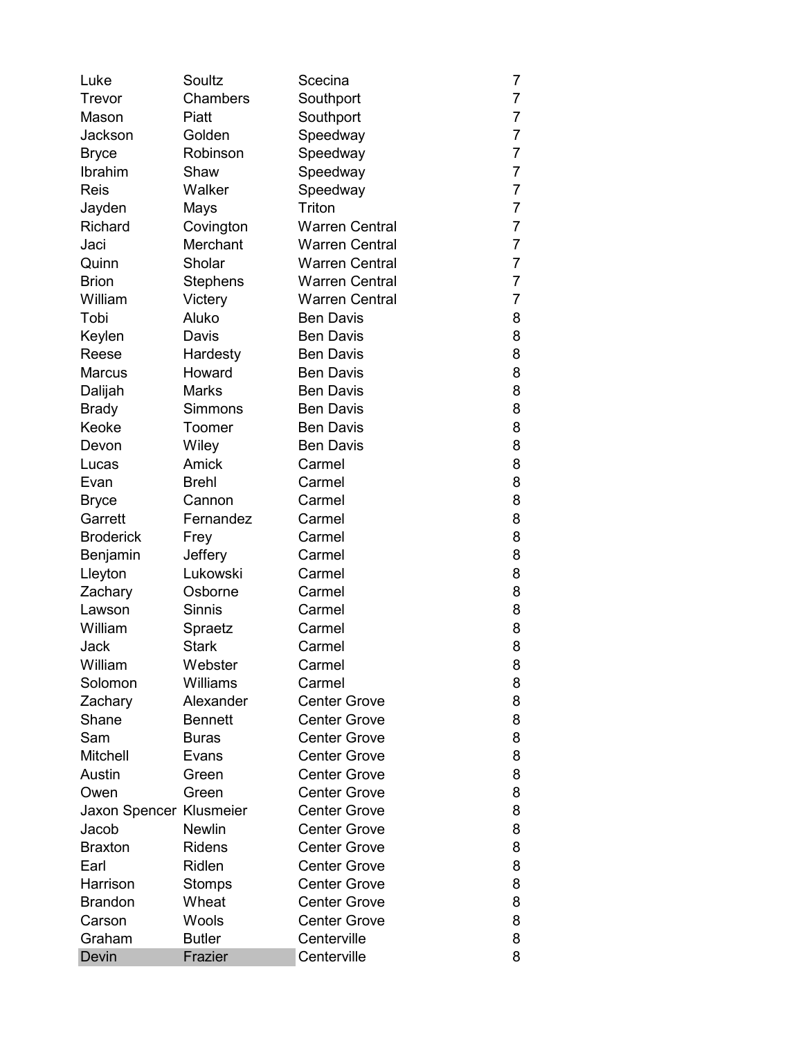| | | | |
|---|---|---|---|
| Luke | Soultz | Scecina | 7 |
| Trevor | Chambers | Southport | 7 |
| Mason | Piatt | Southport | 7 |
| Jackson | Golden | Speedway | 7 |
| Bryce | Robinson | Speedway | 7 |
| Ibrahim | Shaw | Speedway | 7 |
| Reis | Walker | Speedway | 7 |
| Jayden | Mays | Triton | 7 |
| Richard | Covington | Warren Central | 7 |
| Jaci | Merchant | Warren Central | 7 |
| Quinn | Sholar | Warren Central | 7 |
| Brion | Stephens | Warren Central | 7 |
| William | Victery | Warren Central | 7 |
| Tobi | Aluko | Ben Davis | 8 |
| Keylen | Davis | Ben Davis | 8 |
| Reese | Hardesty | Ben Davis | 8 |
| Marcus | Howard | Ben Davis | 8 |
| Dalijah | Marks | Ben Davis | 8 |
| Brady | Simmons | Ben Davis | 8 |
| Keoke | Toomer | Ben Davis | 8 |
| Devon | Wiley | Ben Davis | 8 |
| Lucas | Amick | Carmel | 8 |
| Evan | Brehl | Carmel | 8 |
| Bryce | Cannon | Carmel | 8 |
| Garrett | Fernandez | Carmel | 8 |
| Broderick | Frey | Carmel | 8 |
| Benjamin | Jeffery | Carmel | 8 |
| Lleyton | Lukowski | Carmel | 8 |
| Zachary | Osborne | Carmel | 8 |
| Lawson | Sinnis | Carmel | 8 |
| William | Spraetz | Carmel | 8 |
| Jack | Stark | Carmel | 8 |
| William | Webster | Carmel | 8 |
| Solomon | Williams | Carmel | 8 |
| Zachary | Alexander | Center Grove | 8 |
| Shane | Bennett | Center Grove | 8 |
| Sam | Buras | Center Grove | 8 |
| Mitchell | Evans | Center Grove | 8 |
| Austin | Green | Center Grove | 8 |
| Owen | Green | Center Grove | 8 |
| Jaxon Spencer | Klusmeier | Center Grove | 8 |
| Jacob | Newlin | Center Grove | 8 |
| Braxton | Ridens | Center Grove | 8 |
| Earl | Ridlen | Center Grove | 8 |
| Harrison | Stomps | Center Grove | 8 |
| Brandon | Wheat | Center Grove | 8 |
| Carson | Wools | Center Grove | 8 |
| Graham | Butler | Centerville | 8 |
| Devin | Frazier | Centerville | 8 |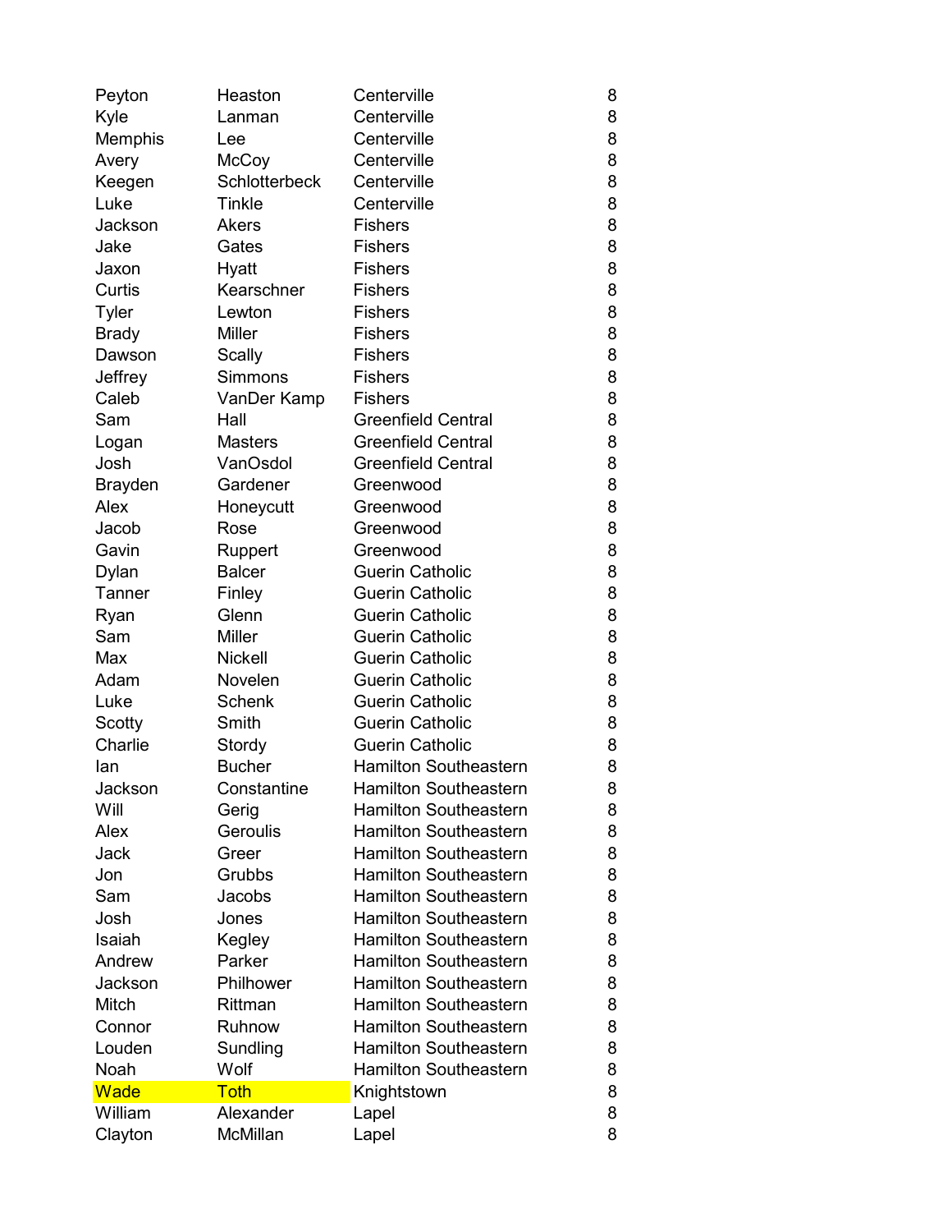| | | | |
|---|---|---|---|
| Peyton | Heaston | Centerville | 8 |
| Kyle | Lanman | Centerville | 8 |
| Memphis | Lee | Centerville | 8 |
| Avery | McCoy | Centerville | 8 |
| Keegen | Schlotterbeck | Centerville | 8 |
| Luke | Tinkle | Centerville | 8 |
| Jackson | Akers | Fishers | 8 |
| Jake | Gates | Fishers | 8 |
| Jaxon | Hyatt | Fishers | 8 |
| Curtis | Kearschner | Fishers | 8 |
| Tyler | Lewton | Fishers | 8 |
| Brady | Miller | Fishers | 8 |
| Dawson | Scally | Fishers | 8 |
| Jeffrey | Simmons | Fishers | 8 |
| Caleb | VanDer Kamp | Fishers | 8 |
| Sam | Hall | Greenfield Central | 8 |
| Logan | Masters | Greenfield Central | 8 |
| Josh | VanOsdol | Greenfield Central | 8 |
| Brayden | Gardener | Greenwood | 8 |
| Alex | Honeycutt | Greenwood | 8 |
| Jacob | Rose | Greenwood | 8 |
| Gavin | Ruppert | Greenwood | 8 |
| Dylan | Balcer | Guerin Catholic | 8 |
| Tanner | Finley | Guerin Catholic | 8 |
| Ryan | Glenn | Guerin Catholic | 8 |
| Sam | Miller | Guerin Catholic | 8 |
| Max | Nickell | Guerin Catholic | 8 |
| Adam | Novelen | Guerin Catholic | 8 |
| Luke | Schenk | Guerin Catholic | 8 |
| Scotty | Smith | Guerin Catholic | 8 |
| Charlie | Stordy | Guerin Catholic | 8 |
| Ian | Bucher | Hamilton Southeastern | 8 |
| Jackson | Constantine | Hamilton Southeastern | 8 |
| Will | Gerig | Hamilton Southeastern | 8 |
| Alex | Geroulis | Hamilton Southeastern | 8 |
| Jack | Greer | Hamilton Southeastern | 8 |
| Jon | Grubbs | Hamilton Southeastern | 8 |
| Sam | Jacobs | Hamilton Southeastern | 8 |
| Josh | Jones | Hamilton Southeastern | 8 |
| Isaiah | Kegley | Hamilton Southeastern | 8 |
| Andrew | Parker | Hamilton Southeastern | 8 |
| Jackson | Philhower | Hamilton Southeastern | 8 |
| Mitch | Rittman | Hamilton Southeastern | 8 |
| Connor | Ruhnow | Hamilton Southeastern | 8 |
| Louden | Sundling | Hamilton Southeastern | 8 |
| Noah | Wolf | Hamilton Southeastern | 8 |
| Wade | Toth | Knightstown | 8 |
| William | Alexander | Lapel | 8 |
| Clayton | McMillan | Lapel | 8 |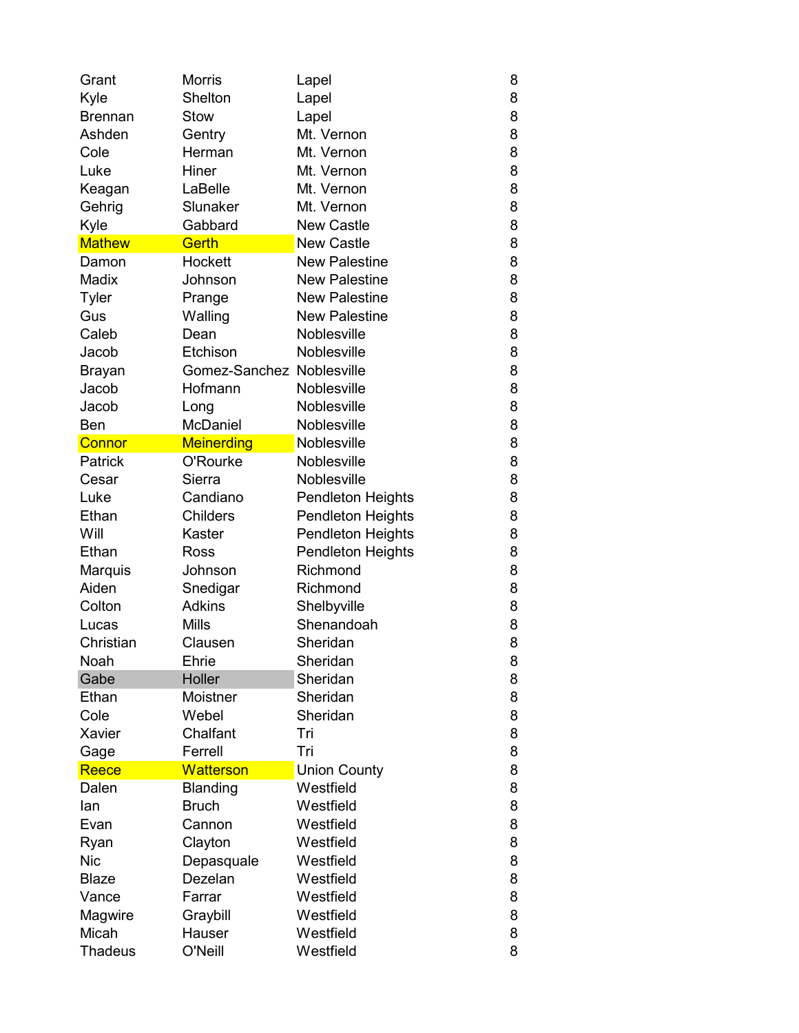| | | | |
|---|---|---|---|
| Grant | Morris | Lapel | 8 |
| Kyle | Shelton | Lapel | 8 |
| Brennan | Stow | Lapel | 8 |
| Ashden | Gentry | Mt. Vernon | 8 |
| Cole | Herman | Mt. Vernon | 8 |
| Luke | Hiner | Mt. Vernon | 8 |
| Keagan | LaBelle | Mt. Vernon | 8 |
| Gehrig | Slunaker | Mt. Vernon | 8 |
| Kyle | Gabbard | New Castle | 8 |
| Mathew | Gerth | New Castle | 8 |
| Damon | Hockett | New Palestine | 8 |
| Madix | Johnson | New Palestine | 8 |
| Tyler | Prange | New Palestine | 8 |
| Gus | Walling | New Palestine | 8 |
| Caleb | Dean | Noblesville | 8 |
| Jacob | Etchison | Noblesville | 8 |
| Brayan | Gomez-Sanchez | Noblesville | 8 |
| Jacob | Hofmann | Noblesville | 8 |
| Jacob | Long | Noblesville | 8 |
| Ben | McDaniel | Noblesville | 8 |
| Connor | Meinerding | Noblesville | 8 |
| Patrick | O'Rourke | Noblesville | 8 |
| Cesar | Sierra | Noblesville | 8 |
| Luke | Candiano | Pendleton Heights | 8 |
| Ethan | Childers | Pendleton Heights | 8 |
| Will | Kaster | Pendleton Heights | 8 |
| Ethan | Ross | Pendleton Heights | 8 |
| Marquis | Johnson | Richmond | 8 |
| Aiden | Snedigar | Richmond | 8 |
| Colton | Adkins | Shelbyville | 8 |
| Lucas | Mills | Shenandoah | 8 |
| Christian | Clausen | Sheridan | 8 |
| Noah | Ehrie | Sheridan | 8 |
| Gabe | Holler | Sheridan | 8 |
| Ethan | Moistner | Sheridan | 8 |
| Cole | Webel | Sheridan | 8 |
| Xavier | Chalfant | Tri | 8 |
| Gage | Ferrell | Tri | 8 |
| Reece | Watterson | Union County | 8 |
| Dalen | Blanding | Westfield | 8 |
| Ian | Bruch | Westfield | 8 |
| Evan | Cannon | Westfield | 8 |
| Ryan | Clayton | Westfield | 8 |
| Nic | Depasquale | Westfield | 8 |
| Blaze | Dezelan | Westfield | 8 |
| Vance | Farrar | Westfield | 8 |
| Magwire | Graybill | Westfield | 8 |
| Micah | Hauser | Westfield | 8 |
| Thadeus | O'Neill | Westfield | 8 |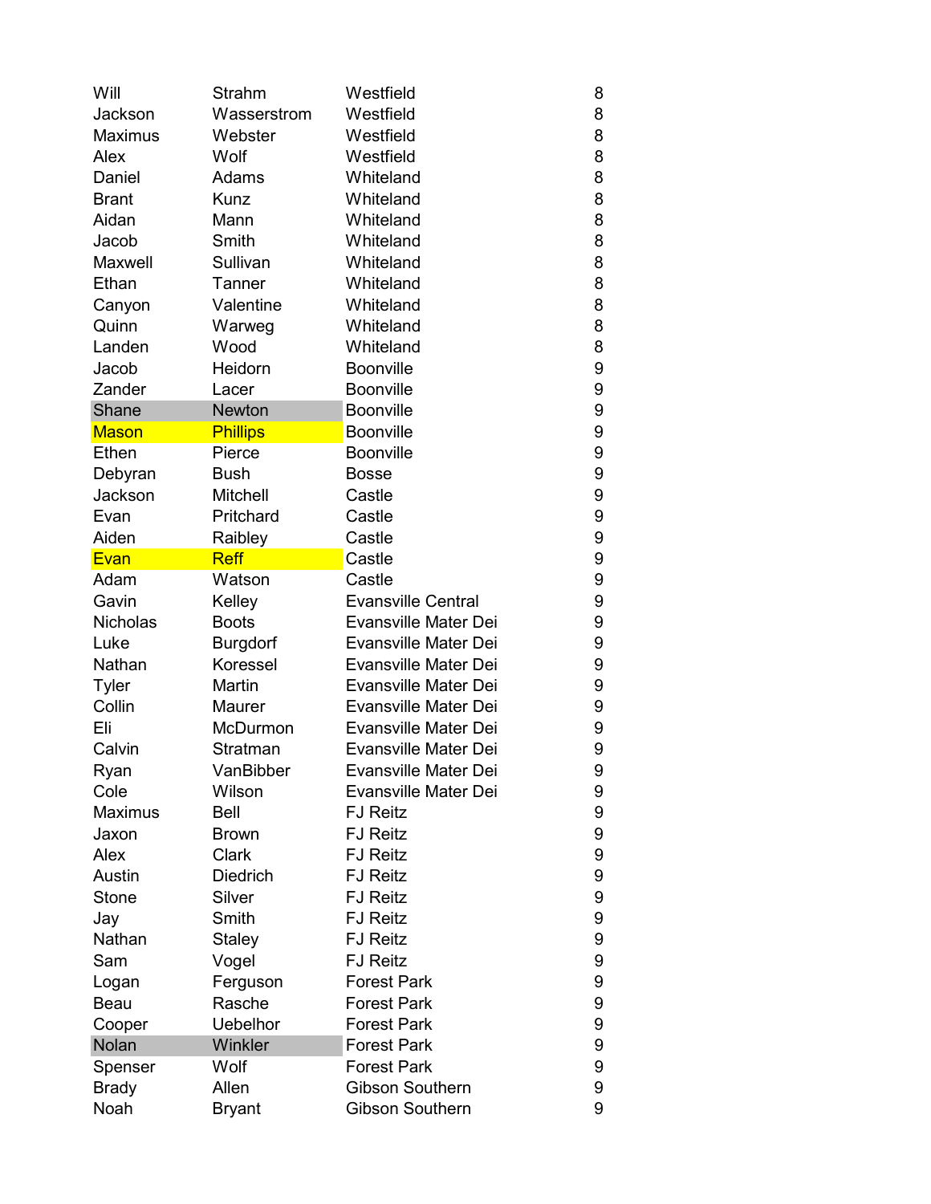| | | | |
|---|---|---|---|
| Will | Strahm | Westfield | 8 |
| Jackson | Wasserstrom | Westfield | 8 |
| Maximus | Webster | Westfield | 8 |
| Alex | Wolf | Westfield | 8 |
| Daniel | Adams | Whiteland | 8 |
| Brant | Kunz | Whiteland | 8 |
| Aidan | Mann | Whiteland | 8 |
| Jacob | Smith | Whiteland | 8 |
| Maxwell | Sullivan | Whiteland | 8 |
| Ethan | Tanner | Whiteland | 8 |
| Canyon | Valentine | Whiteland | 8 |
| Quinn | Warweg | Whiteland | 8 |
| Landen | Wood | Whiteland | 8 |
| Jacob | Heidorn | Boonville | 9 |
| Zander | Lacer | Boonville | 9 |
| Shane | Newton | Boonville | 9 |
| Mason | Phillips | Boonville | 9 |
| Ethen | Pierce | Boonville | 9 |
| Debyran | Bush | Bosse | 9 |
| Jackson | Mitchell | Castle | 9 |
| Evan | Pritchard | Castle | 9 |
| Aiden | Raibley | Castle | 9 |
| Evan | Reff | Castle | 9 |
| Adam | Watson | Castle | 9 |
| Gavin | Kelley | Evansville Central | 9 |
| Nicholas | Boots | Evansville Mater Dei | 9 |
| Luke | Burgdorf | Evansville Mater Dei | 9 |
| Nathan | Koressel | Evansville Mater Dei | 9 |
| Tyler | Martin | Evansville Mater Dei | 9 |
| Collin | Maurer | Evansville Mater Dei | 9 |
| Eli | McDurmon | Evansville Mater Dei | 9 |
| Calvin | Stratman | Evansville Mater Dei | 9 |
| Ryan | VanBibber | Evansville Mater Dei | 9 |
| Cole | Wilson | Evansville Mater Dei | 9 |
| Maximus | Bell | FJ Reitz | 9 |
| Jaxon | Brown | FJ Reitz | 9 |
| Alex | Clark | FJ Reitz | 9 |
| Austin | Diedrich | FJ Reitz | 9 |
| Stone | Silver | FJ Reitz | 9 |
| Jay | Smith | FJ Reitz | 9 |
| Nathan | Staley | FJ Reitz | 9 |
| Sam | Vogel | FJ Reitz | 9 |
| Logan | Ferguson | Forest Park | 9 |
| Beau | Rasche | Forest Park | 9 |
| Cooper | Uebelhor | Forest Park | 9 |
| Nolan | Winkler | Forest Park | 9 |
| Spenser | Wolf | Forest Park | 9 |
| Brady | Allen | Gibson Southern | 9 |
| Noah | Bryant | Gibson Southern | 9 |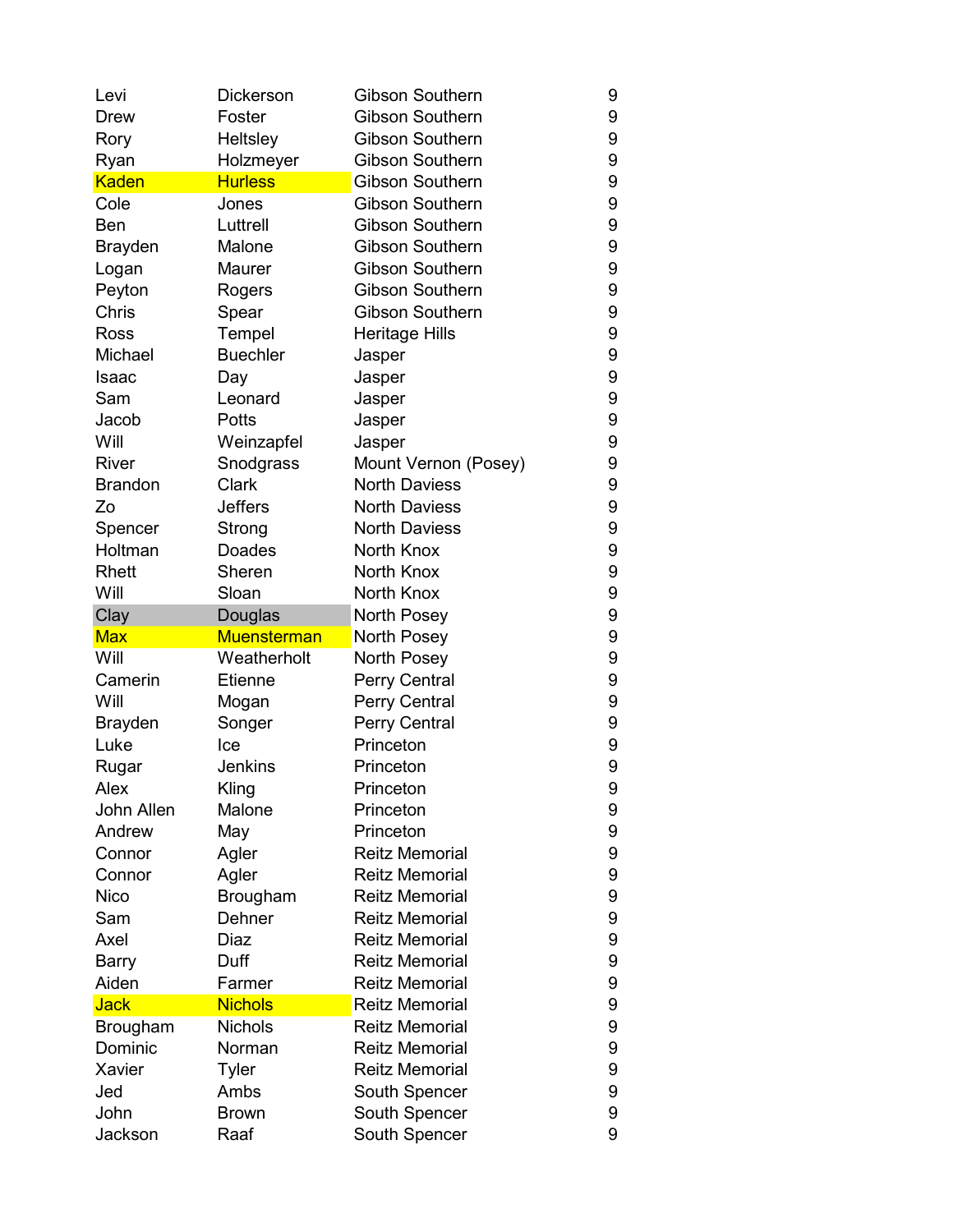| | | | |
|---|---|---|---|
| Levi | Dickerson | Gibson Southern | 9 |
| Drew | Foster | Gibson Southern | 9 |
| Rory | Heltsley | Gibson Southern | 9 |
| Ryan | Holzmeyer | Gibson Southern | 9 |
| Kaden | Hurless | Gibson Southern | 9 |
| Cole | Jones | Gibson Southern | 9 |
| Ben | Luttrell | Gibson Southern | 9 |
| Brayden | Malone | Gibson Southern | 9 |
| Logan | Maurer | Gibson Southern | 9 |
| Peyton | Rogers | Gibson Southern | 9 |
| Chris | Spear | Gibson Southern | 9 |
| Ross | Tempel | Heritage Hills | 9 |
| Michael | Buechler | Jasper | 9 |
| Isaac | Day | Jasper | 9 |
| Sam | Leonard | Jasper | 9 |
| Jacob | Potts | Jasper | 9 |
| Will | Weinzapfel | Jasper | 9 |
| River | Snodgrass | Mount Vernon (Posey) | 9 |
| Brandon | Clark | North Daviess | 9 |
| Zo | Jeffers | North Daviess | 9 |
| Spencer | Strong | North Daviess | 9 |
| Holtman | Doades | North Knox | 9 |
| Rhett | Sheren | North Knox | 9 |
| Will | Sloan | North Knox | 9 |
| Clay | Douglas | North Posey | 9 |
| Max | Muensterman | North Posey | 9 |
| Will | Weatherholt | North Posey | 9 |
| Camerin | Etienne | Perry Central | 9 |
| Will | Mogan | Perry Central | 9 |
| Brayden | Songer | Perry Central | 9 |
| Luke | Ice | Princeton | 9 |
| Rugar | Jenkins | Princeton | 9 |
| Alex | Kling | Princeton | 9 |
| John Allen | Malone | Princeton | 9 |
| Andrew | May | Princeton | 9 |
| Connor | Agler | Reitz Memorial | 9 |
| Connor | Agler | Reitz Memorial | 9 |
| Nico | Brougham | Reitz Memorial | 9 |
| Sam | Dehner | Reitz Memorial | 9 |
| Axel | Diaz | Reitz Memorial | 9 |
| Barry | Duff | Reitz Memorial | 9 |
| Aiden | Farmer | Reitz Memorial | 9 |
| Jack | Nichols | Reitz Memorial | 9 |
| Brougham | Nichols | Reitz Memorial | 9 |
| Dominic | Norman | Reitz Memorial | 9 |
| Xavier | Tyler | Reitz Memorial | 9 |
| Jed | Ambs | South Spencer | 9 |
| John | Brown | South Spencer | 9 |
| Jackson | Raaf | South Spencer | 9 |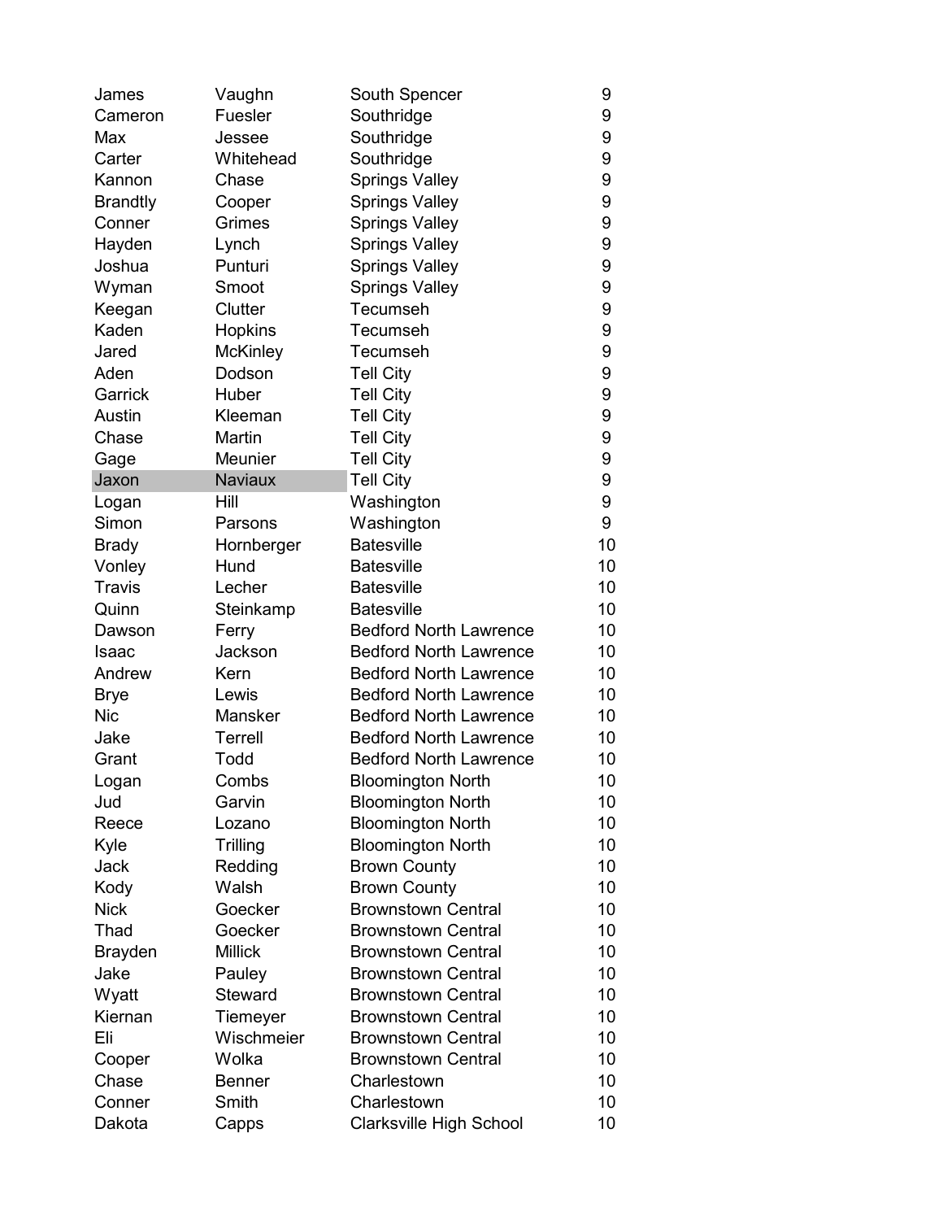| | | | |
|---|---|---|---|
| James | Vaughn | South Spencer | 9 |
| Cameron | Fuesler | Southridge | 9 |
| Max | Jessee | Southridge | 9 |
| Carter | Whitehead | Southridge | 9 |
| Kannon | Chase | Springs Valley | 9 |
| Brandtly | Cooper | Springs Valley | 9 |
| Conner | Grimes | Springs Valley | 9 |
| Hayden | Lynch | Springs Valley | 9 |
| Joshua | Punturi | Springs Valley | 9 |
| Wyman | Smoot | Springs Valley | 9 |
| Keegan | Clutter | Tecumseh | 9 |
| Kaden | Hopkins | Tecumseh | 9 |
| Jared | McKinley | Tecumseh | 9 |
| Aden | Dodson | Tell City | 9 |
| Garrick | Huber | Tell City | 9 |
| Austin | Kleeman | Tell City | 9 |
| Chase | Martin | Tell City | 9 |
| Gage | Meunier | Tell City | 9 |
| Jaxon | Naviaux | Tell City | 9 |
| Logan | Hill | Washington | 9 |
| Simon | Parsons | Washington | 9 |
| Brady | Hornberger | Batesville | 10 |
| Vonley | Hund | Batesville | 10 |
| Travis | Lecher | Batesville | 10 |
| Quinn | Steinkamp | Batesville | 10 |
| Dawson | Ferry | Bedford North Lawrence | 10 |
| Isaac | Jackson | Bedford North Lawrence | 10 |
| Andrew | Kern | Bedford North Lawrence | 10 |
| Brye | Lewis | Bedford North Lawrence | 10 |
| Nic | Mansker | Bedford North Lawrence | 10 |
| Jake | Terrell | Bedford North Lawrence | 10 |
| Grant | Todd | Bedford North Lawrence | 10 |
| Logan | Combs | Bloomington North | 10 |
| Jud | Garvin | Bloomington North | 10 |
| Reece | Lozano | Bloomington North | 10 |
| Kyle | Trilling | Bloomington North | 10 |
| Jack | Redding | Brown County | 10 |
| Kody | Walsh | Brown County | 10 |
| Nick | Goecker | Brownstown Central | 10 |
| Thad | Goecker | Brownstown Central | 10 |
| Brayden | Millick | Brownstown Central | 10 |
| Jake | Pauley | Brownstown Central | 10 |
| Wyatt | Steward | Brownstown Central | 10 |
| Kiernan | Tiemeyer | Brownstown Central | 10 |
| Eli | Wischmeier | Brownstown Central | 10 |
| Cooper | Wolka | Brownstown Central | 10 |
| Chase | Benner | Charlestown | 10 |
| Conner | Smith | Charlestown | 10 |
| Dakota | Capps | Clarksville High School | 10 |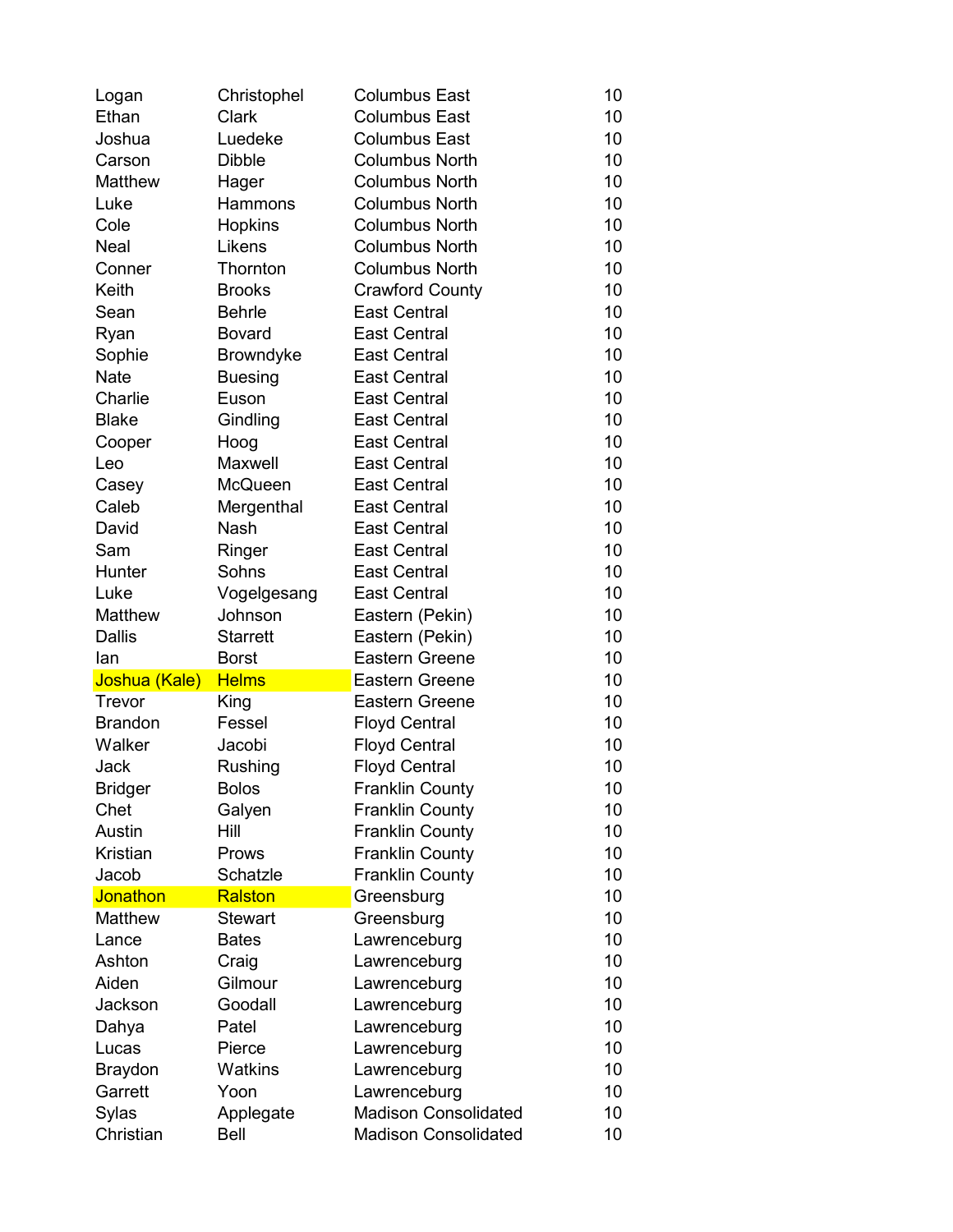| | | | |
|---|---|---|---|
| Logan | Christophel | Columbus East | 10 |
| Ethan | Clark | Columbus East | 10 |
| Joshua | Luedeke | Columbus East | 10 |
| Carson | Dibble | Columbus North | 10 |
| Matthew | Hager | Columbus North | 10 |
| Luke | Hammons | Columbus North | 10 |
| Cole | Hopkins | Columbus North | 10 |
| Neal | Likens | Columbus North | 10 |
| Conner | Thornton | Columbus North | 10 |
| Keith | Brooks | Crawford County | 10 |
| Sean | Behrle | East Central | 10 |
| Ryan | Bovard | East Central | 10 |
| Sophie | Browndyke | East Central | 10 |
| Nate | Buesing | East Central | 10 |
| Charlie | Euson | East Central | 10 |
| Blake | Gindling | East Central | 10 |
| Cooper | Hoog | East Central | 10 |
| Leo | Maxwell | East Central | 10 |
| Casey | McQueen | East Central | 10 |
| Caleb | Mergenthal | East Central | 10 |
| David | Nash | East Central | 10 |
| Sam | Ringer | East Central | 10 |
| Hunter | Sohns | East Central | 10 |
| Luke | Vogelgesang | East Central | 10 |
| Matthew | Johnson | Eastern (Pekin) | 10 |
| Dallis | Starrett | Eastern (Pekin) | 10 |
| Ian | Borst | Eastern Greene | 10 |
| Joshua (Kale) | Helms | Eastern Greene | 10 |
| Trevor | King | Eastern Greene | 10 |
| Brandon | Fessel | Floyd Central | 10 |
| Walker | Jacobi | Floyd Central | 10 |
| Jack | Rushing | Floyd Central | 10 |
| Bridger | Bolos | Franklin County | 10 |
| Chet | Galyen | Franklin County | 10 |
| Austin | Hill | Franklin County | 10 |
| Kristian | Prows | Franklin County | 10 |
| Jacob | Schatzle | Franklin County | 10 |
| Jonathon | Ralston | Greensburg | 10 |
| Matthew | Stewart | Greensburg | 10 |
| Lance | Bates | Lawrenceburg | 10 |
| Ashton | Craig | Lawrenceburg | 10 |
| Aiden | Gilmour | Lawrenceburg | 10 |
| Jackson | Goodall | Lawrenceburg | 10 |
| Dahya | Patel | Lawrenceburg | 10 |
| Lucas | Pierce | Lawrenceburg | 10 |
| Braydon | Watkins | Lawrenceburg | 10 |
| Garrett | Yoon | Lawrenceburg | 10 |
| Sylas | Applegate | Madison Consolidated | 10 |
| Christian | Bell | Madison Consolidated | 10 |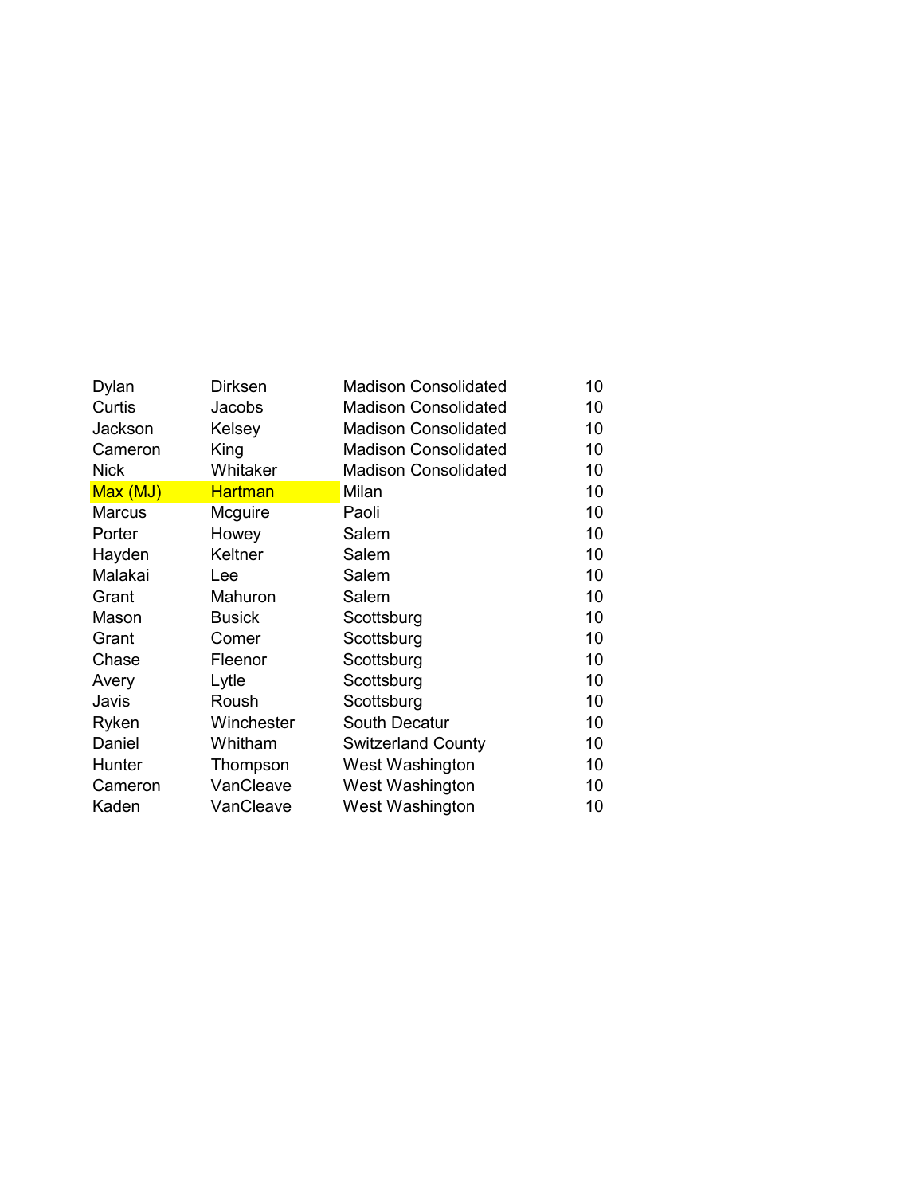| | | | |
|---|---|---|---|
| Dylan | Dirksen | Madison Consolidated | 10 |
| Curtis | Jacobs | Madison Consolidated | 10 |
| Jackson | Kelsey | Madison Consolidated | 10 |
| Cameron | King | Madison Consolidated | 10 |
| Nick | Whitaker | Madison Consolidated | 10 |
| Max (MJ) | Hartman | Milan | 10 |
| Marcus | Mcguire | Paoli | 10 |
| Porter | Howey | Salem | 10 |
| Hayden | Keltner | Salem | 10 |
| Malakai | Lee | Salem | 10 |
| Grant | Mahuron | Salem | 10 |
| Mason | Busick | Scottsburg | 10 |
| Grant | Comer | Scottsburg | 10 |
| Chase | Fleenor | Scottsburg | 10 |
| Avery | Lytle | Scottsburg | 10 |
| Javis | Roush | Scottsburg | 10 |
| Ryken | Winchester | South Decatur | 10 |
| Daniel | Whitham | Switzerland County | 10 |
| Hunter | Thompson | West Washington | 10 |
| Cameron | VanCleave | West Washington | 10 |
| Kaden | VanCleave | West Washington | 10 |